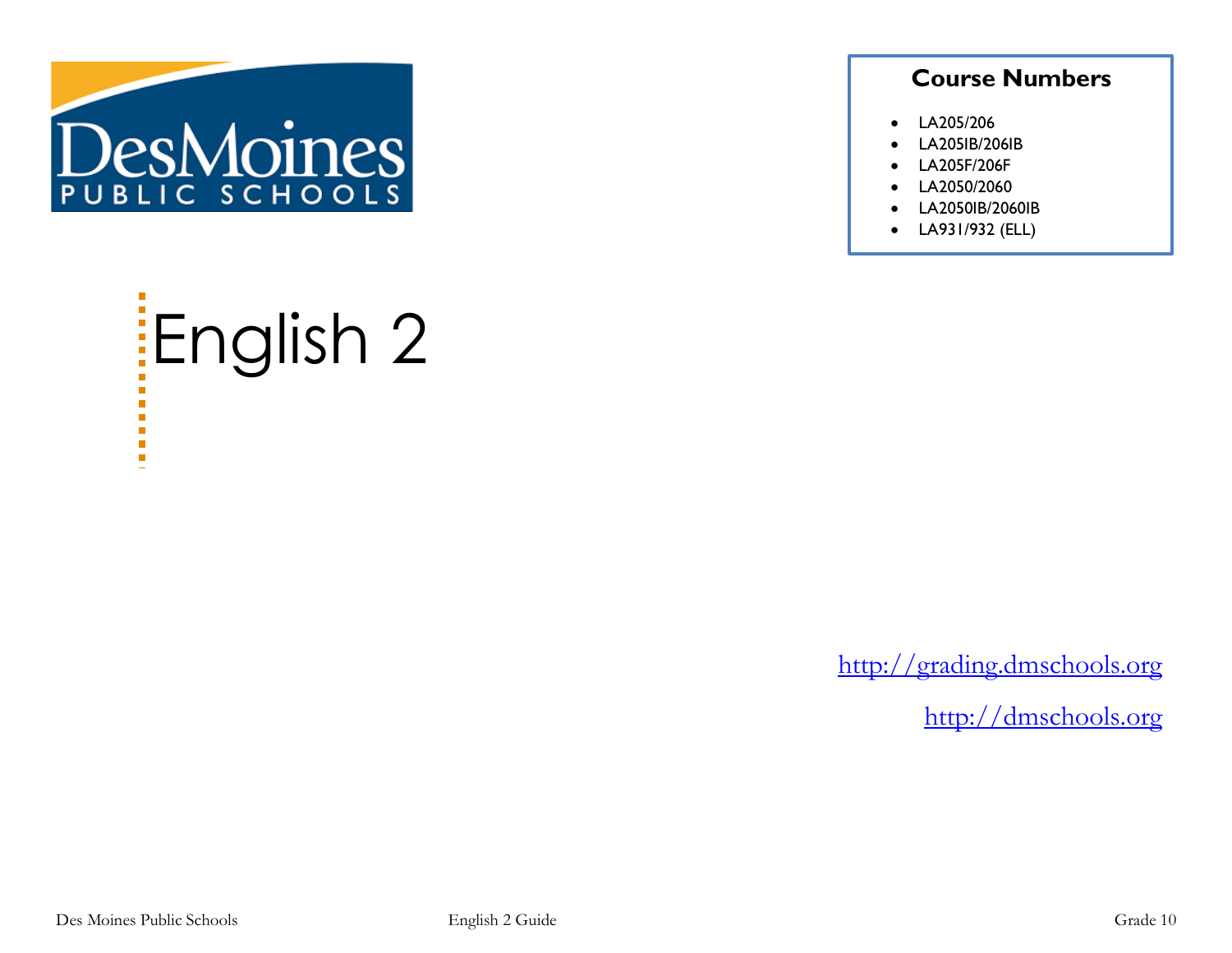Des Moines PUBLIC SCHOOLS

**Course Numbers**

- LA205/206
- LA205IB/206IB
- LA205F/206F
- LA2050/2060
- LA2050IB/2060IB
- LA931/932 (ELL)

# English 2

http://grading.dmschools.org

http://dmschools.org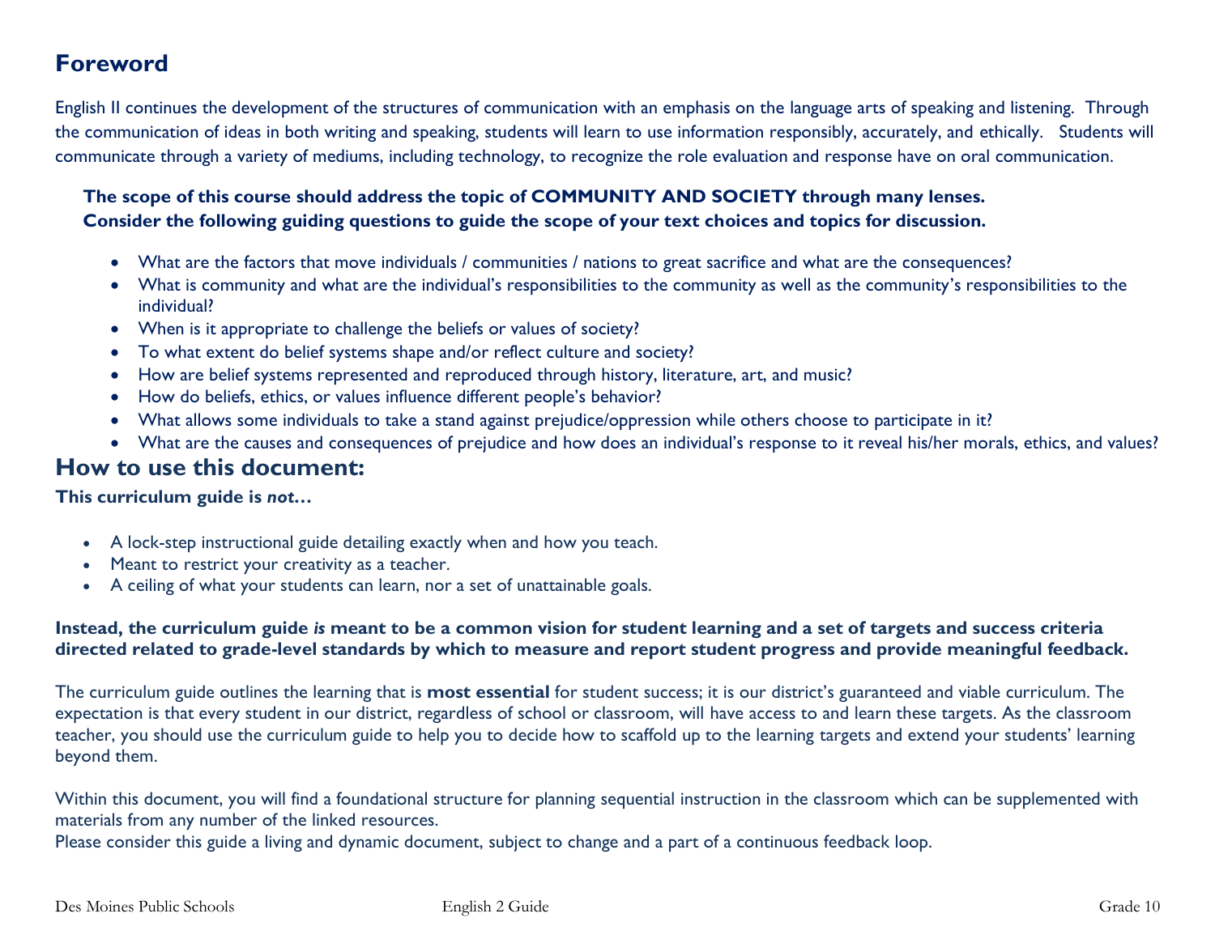## Foreword

English II continues the development of the structures of communication with an emphasis on the language arts of speaking and listening. Through the communication of ideas in both writing and speaking, students will learn to use information responsibly, accurately, and ethically. Students will communicate through a variety of mediums, including technology, to recognize the role evaluation and response have on oral communication.

**The scope of this course should address the topic of COMMUNITY AND SOCIETY through many lenses.**
**Consider the following guiding questions to guide the scope of your text choices and topics for discussion.**

- What are the factors that move individuals / communities / nations to great sacrifice and what are the consequences?
- What is community and what are the individual's responsibilities to the community as well as the community's responsibilities to the individual?
- When is it appropriate to challenge the beliefs or values of society?
- To what extent do belief systems shape and/or reflect culture and society?
- How are belief systems represented and reproduced through history, literature, art, and music?
- How do beliefs, ethics, or values influence different people's behavior?
- What allows some individuals to take a stand against prejudice/oppression while others choose to participate in it?
- What are the causes and consequences of prejudice and how does an individual's response to it reveal his/her morals, ethics, and values?

## How to use this document:

**This curriculum guide is *not*…**

- A lock-step instructional guide detailing exactly when and how you teach.
- Meant to restrict your creativity as a teacher.
- A ceiling of what your students can learn, nor a set of unattainable goals.

**Instead, the curriculum guide *is* meant to be a common vision for student learning and a set of targets and success criteria directed related to grade-level standards by which to measure and report student progress and provide meaningful feedback.**

The curriculum guide outlines the learning that is **most essential** for student success; it is our district's guaranteed and viable curriculum. The expectation is that every student in our district, regardless of school or classroom, will have access to and learn these targets. As the classroom teacher, you should use the curriculum guide to help you to decide how to scaffold up to the learning targets and extend your students' learning beyond them.

Within this document, you will find a foundational structure for planning sequential instruction in the classroom which can be supplemented with materials from any number of the linked resources.
Please consider this guide a living and dynamic document, subject to change and a part of a continuous feedback loop.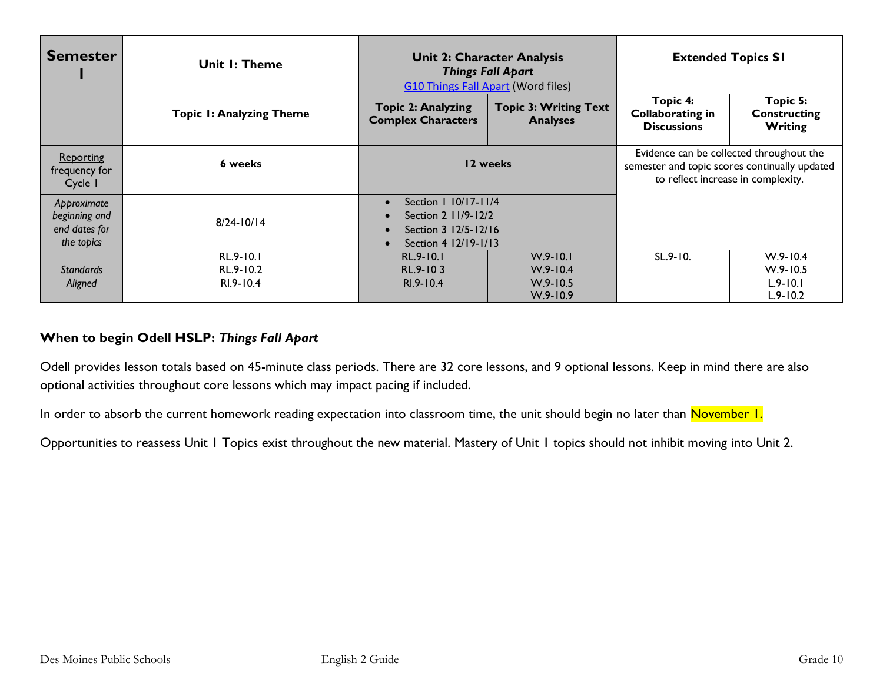| **Semester 1** | **Unit 1: Theme** | **Unit 2: Character Analysis** ***Things Fall Apart*** [G10 Things Fall Apart](#) (Word files) | | **Extended Topics S1** | |
|---|---|---|---|---|---|
| | **Topic 1: Analyzing Theme** | **Topic 2: Analyzing Complex Characters** | **Topic 3: Writing Text Analyses** | **Topic 4: Collaborating in Discussions** | **Topic 5: Constructing Writing** |
| Reporting frequency for Cycle 1 | **6 weeks** | **12 weeks** | | Evidence can be collected throughout the semester and topic scores continually updated to reflect increase in complexity. | |
| *Approximate beginning and end dates for the topics* | 8/24-10/14 | • Section 1 10/17-11/4<br>• Section 2 11/9-12/2<br>• Section 3 12/5-12/16<br>• Section 4 12/19-1/13 | | | |
| *Standards Aligned* | RL.9-10.1<br>RL.9-10.2<br>RI.9-10.4 | RL.9-10.1<br>RL.9-10 3<br>RI.9-10.4 | W.9-10.1<br>W.9-10.4<br>W.9-10.5<br>W.9-10.9 | SL.9-10. | W.9-10.4<br>W.9-10.5<br>L.9-10.1<br>L.9-10.2 |

### When to begin Odell HSLP: *Things Fall Apart*

Odell provides lesson totals based on 45-minute class periods. There are 32 core lessons, and 9 optional lessons. Keep in mind there are also optional activities throughout core lessons which may impact pacing if included.

In order to absorb the current homework reading expectation into classroom time, the unit should begin no later than November 1.

Opportunities to reassess Unit 1 Topics exist throughout the new material. Mastery of Unit 1 topics should not inhibit moving into Unit 2.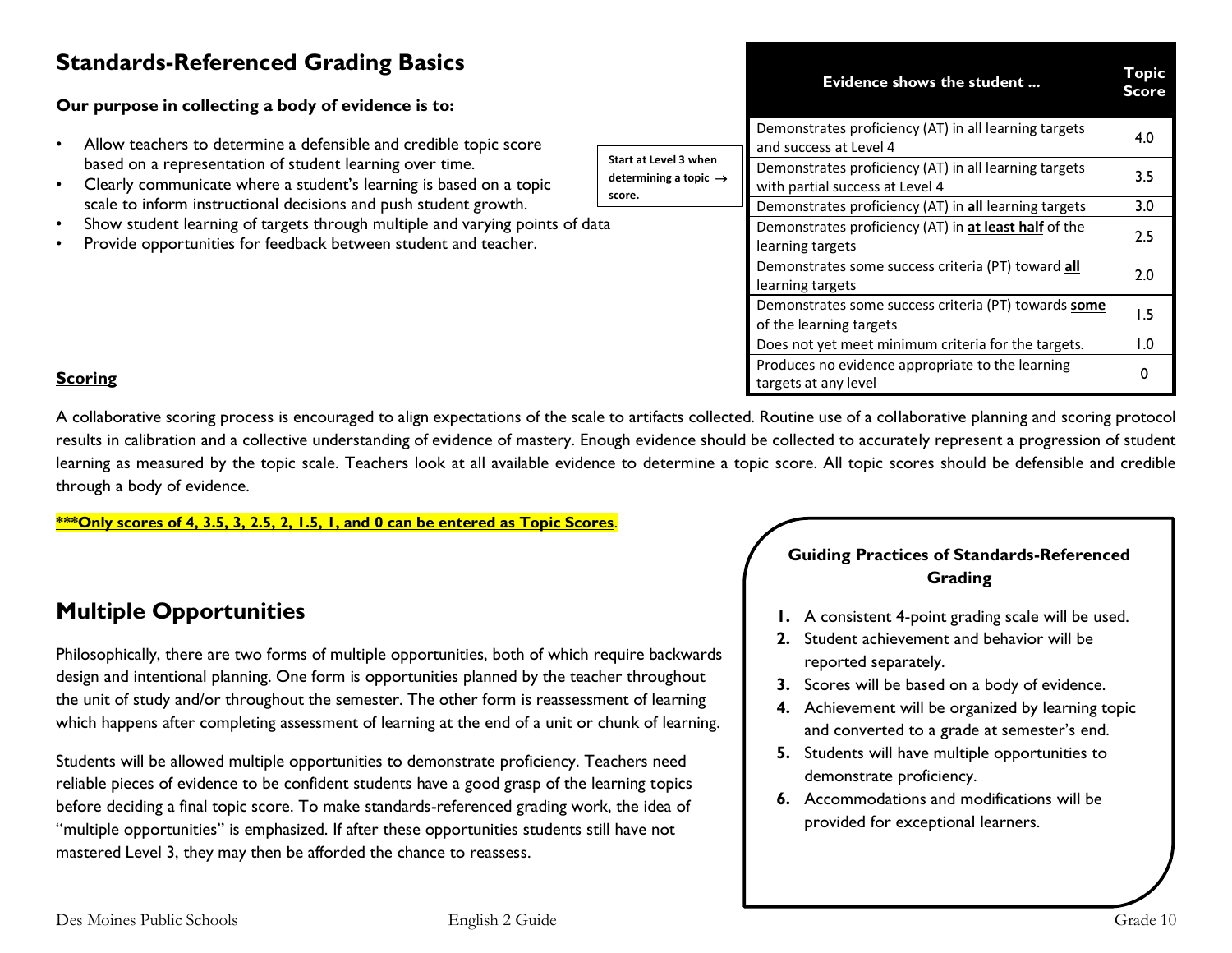## Standards-Referenced Grading Basics

**Our purpose in collecting a body of evidence is to:**

- Allow teachers to determine a defensible and credible topic score based on a representation of student learning over time.
- Clearly communicate where a student's learning is based on a topic scale to inform instructional decisions and push student growth.
- Show student learning of targets through multiple and varying points of data
- Provide opportunities for feedback between student and teacher.

**Start at Level 3 when determining a topic → score.**

| Evidence shows the student ... | Topic Score |
|---|---|
| Demonstrates proficiency (AT) in all learning targets and success at Level 4 | 4.0 |
| Demonstrates proficiency (AT) in all learning targets with partial success at Level 4 | 3.5 |
| Demonstrates proficiency (AT) in **all** learning targets | 3.0 |
| Demonstrates proficiency (AT) in **at least half** of the learning targets | 2.5 |
| Demonstrates some success criteria (PT) toward **all** learning targets | 2.0 |
| Demonstrates some success criteria (PT) towards **some** of the learning targets | 1.5 |
| Does not yet meet minimum criteria for the targets. | 1.0 |
| Produces no evidence appropriate to the learning targets at any level | 0 |

### Scoring

A collaborative scoring process is encouraged to align expectations of the scale to artifacts collected. Routine use of a collaborative planning and scoring protocol results in calibration and a collective understanding of evidence of mastery. Enough evidence should be collected to accurately represent a progression of student learning as measured by the topic scale. Teachers look at all available evidence to determine a topic score. All topic scores should be defensible and credible through a body of evidence.

**\*\*\*Only scores of 4, 3.5, 3, 2.5, 2, 1.5, 1, and 0 can be entered as Topic Scores**.

## Multiple Opportunities

Philosophically, there are two forms of multiple opportunities, both of which require backwards design and intentional planning. One form is opportunities planned by the teacher throughout the unit of study and/or throughout the semester. The other form is reassessment of learning which happens after completing assessment of learning at the end of a unit or chunk of learning.

Students will be allowed multiple opportunities to demonstrate proficiency. Teachers need reliable pieces of evidence to be confident students have a good grasp of the learning topics before deciding a final topic score. To make standards-referenced grading work, the idea of "multiple opportunities" is emphasized. If after these opportunities students still have not mastered Level 3, they may then be afforded the chance to reassess.

**Guiding Practices of Standards-Referenced Grading**

1. A consistent 4-point grading scale will be used.
2. Student achievement and behavior will be reported separately.
3. Scores will be based on a body of evidence.
4. Achievement will be organized by learning topic and converted to a grade at semester's end.
5. Students will have multiple opportunities to demonstrate proficiency.
6. Accommodations and modifications will be provided for exceptional learners.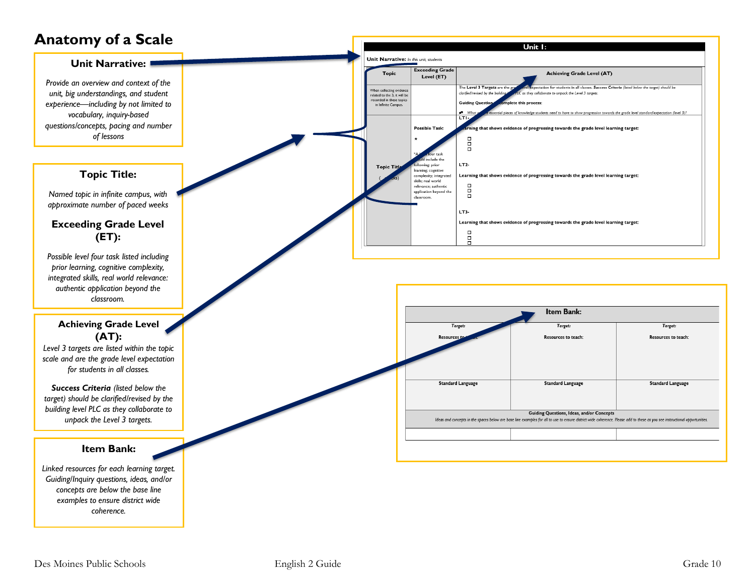# Anatomy of a Scale

### Unit Narrative:

*Provide an overview and context of the unit, big understandings, and student experience—including by not limited to vocabulary, inquiry-based questions/concepts, pacing and number of lessons*

### Topic Title:

*Named topic in infinite campus, with approximate number of paced weeks*

### Exceeding Grade Level (ET):

*Possible level four task listed including prior learning, cognitive complexity, integrated skills, real world relevance: authentic application beyond the classroom.*

### Achieving Grade Level (AT):

*Level 3 targets are listed within the topic scale and are the grade level expectation for students in all classes.*

***Success Criteria** (listed below the target) should be clarified/revised by the building level PLC as they collaborate to unpack the Level 3 targets.*

### Item Bank:

*Linked resources for each learning target. Guiding/Inquiry questions, ideas, and/or concepts are below the base line examples to ensure district wide coherence.*

**Unit 1:**

**Unit Narrative:** *In this unit, students*

| Topic | Exceeding Grade Level (ET) | Achieving Grade Level (AT) |
|---|---|---|
| When collecting evidence related to the 3, it will be recorded in these topics in Infinite Campus. | | The **Level 3 Targets** are the grade level expectation for students in all classes. ***Success Criteria*** *(listed below the target) should be clarified/revised by the building level PLC as they collaborate to unpack the Level 3 targets.*<br><br>**Guiding Question to complete this process:**<br>• *What are the essential pieces of knowledge students need to have to show progression towards the grade level standard/expectation (level 3)?* |
| **Topic Title**<br>( weeks) | **Possible Task:**<br>★<br><br>*A level four task should include the following: prior learning; cognitive complexity; integrated skills; real world relevance; authentic application beyond the classroom. | **LT1-**<br>**Learning that shows evidence of progressing towards the grade level learning target:**<br>☐<br>☐<br>☐<br><br>**LT2-**<br>**Learning that shows evidence of progressing towards the grade level learning target:**<br>☐<br>☐<br>☐<br><br>**LT3-**<br>**Learning that shows evidence of progressing towards the grade level learning target:**<br>☐<br>☐<br>☐ |

| Item Bank: | | |
|---|---|---|
| ***Target:***<br>**Resources to teach:** | ***Target:***<br>**Resources to teach:** | ***Target:***<br>**Resources to teach:** |
| **Standard Language** | **Standard Language** | **Standard Language** |
| **Guiding Questions, Ideas, and/or Concepts**<br>*Ideas and concepts in the spaces below are base line examples for all to use to ensure district wide coherence. Please add to these as you see instructional opportunities.* | | |
| | | |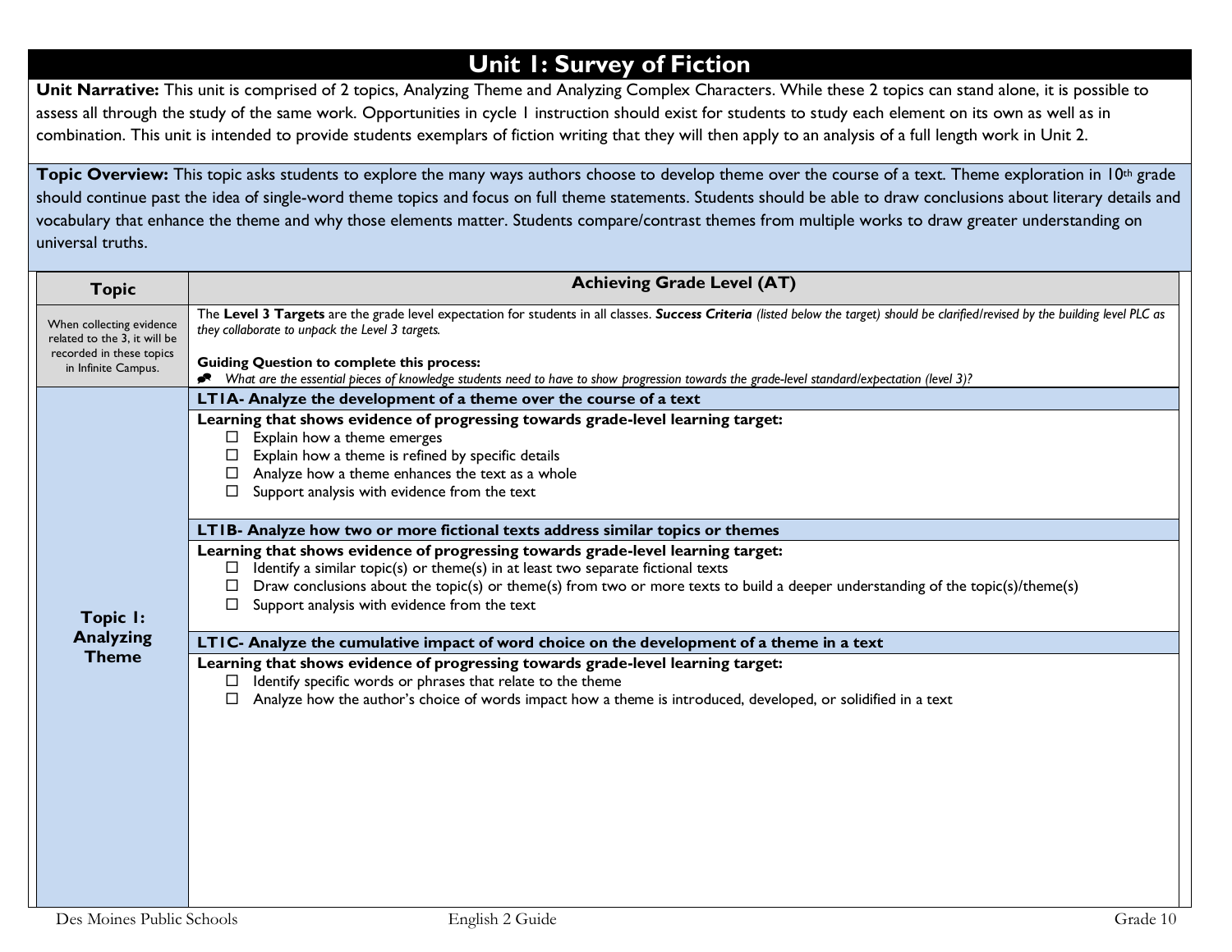# Unit 1: Survey of Fiction

**Unit Narrative:** This unit is comprised of 2 topics, Analyzing Theme and Analyzing Complex Characters. While these 2 topics can stand alone, it is possible to assess all through the study of the same work. Opportunities in cycle 1 instruction should exist for students to study each element on its own as well as in combination. This unit is intended to provide students exemplars of fiction writing that they will then apply to an analysis of a full length work in Unit 2.

**Topic Overview:** This topic asks students to explore the many ways authors choose to develop theme over the course of a text. Theme exploration in 10th grade should continue past the idea of single-word theme topics and focus on full theme statements. Students should be able to draw conclusions about literary details and vocabulary that enhance the theme and why those elements matter. Students compare/contrast themes from multiple works to draw greater understanding on universal truths.

| Topic | Achieving Grade Level (AT) |
|---|---|
| When collecting evidence related to the 3, it will be recorded in these topics in Infinite Campus. | The **Level 3 Targets** are the grade level expectation for students in all classes. ***Success Criteria*** *(listed below the target) should be clarified/revised by the building level PLC as they collaborate to unpack the Level 3 targets.*<br><br>**Guiding Question to complete this process:**<br>*What are the essential pieces of knowledge students need to have to show progression towards the grade-level standard/expectation (level 3)?* |
| **Topic 1: Analyzing Theme** | **LT1A- Analyze the development of a theme over the course of a text**<br><br>**Learning that shows evidence of progressing towards grade-level learning target:**<br>☐ Explain how a theme emerges<br>☐ Explain how a theme is refined by specific details<br>☐ Analyze how a theme enhances the text as a whole<br>☐ Support analysis with evidence from the text<br><br>**LT1B- Analyze how two or more fictional texts address similar topics or themes**<br><br>**Learning that shows evidence of progressing towards grade-level learning target:**<br>☐ Identify a similar topic(s) or theme(s) in at least two separate fictional texts<br>☐ Draw conclusions about the topic(s) or theme(s) from two or more texts to build a deeper understanding of the topic(s)/theme(s)<br>☐ Support analysis with evidence from the text<br><br>**LT1C- Analyze the cumulative impact of word choice on the development of a theme in a text**<br><br>**Learning that shows evidence of progressing towards grade-level learning target:**<br>☐ Identify specific words or phrases that relate to the theme<br>☐ Analyze how the author's choice of words impact how a theme is introduced, developed, or solidified in a text |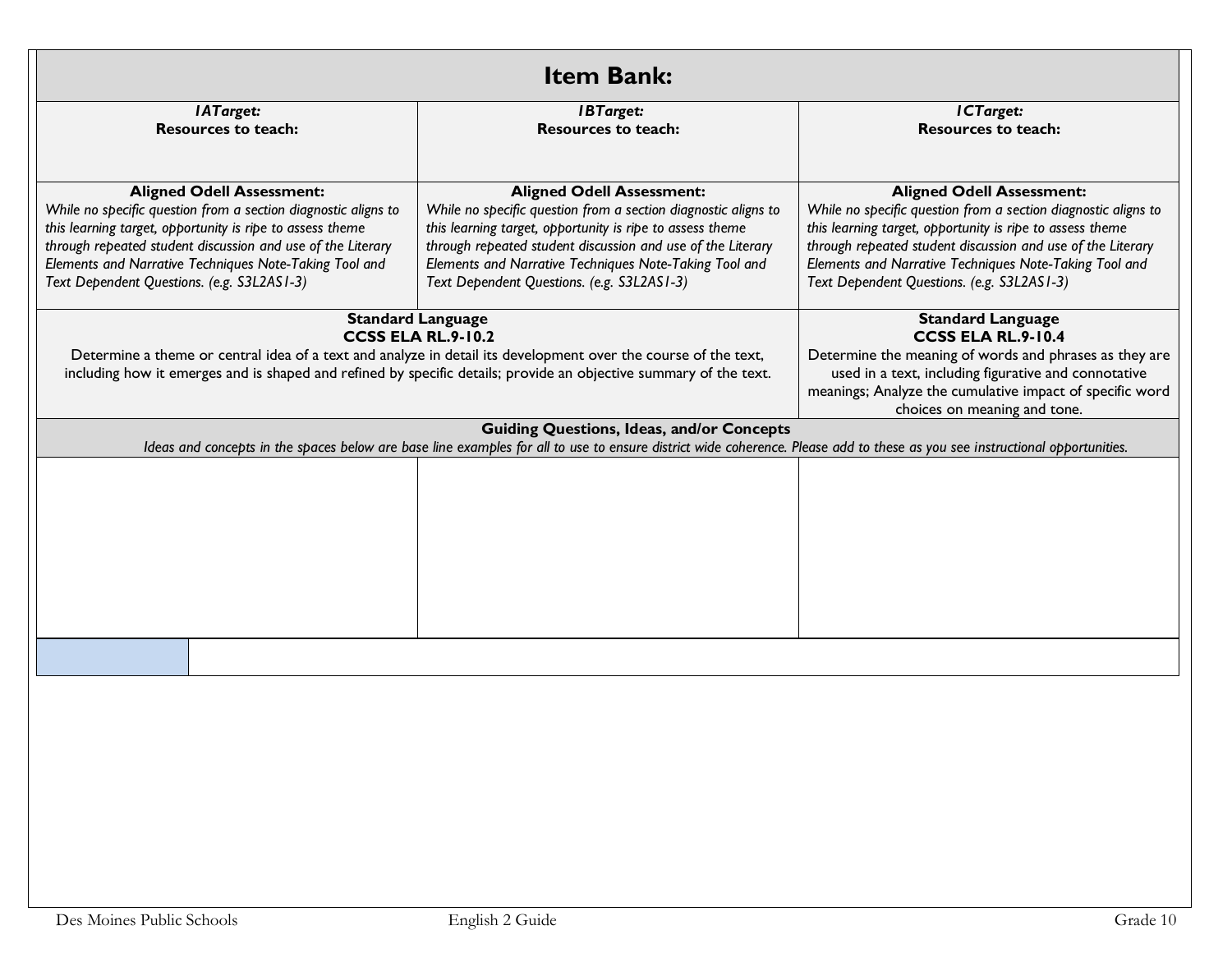# Item Bank:

| | | |
|---|---|---|
| ***1ATarget:*** **Resources to teach:** | ***1BTarget:*** **Resources to teach:** | ***1CTarget:*** **Resources to teach:** |
| **Aligned Odell Assessment:** *While no specific question from a section diagnostic aligns to this learning target, opportunity is ripe to assess theme through repeated student discussion and use of the Literary Elements and Narrative Techniques Note-Taking Tool and Text Dependent Questions. (e.g. S3L2AS1-3)* | **Aligned Odell Assessment:** *While no specific question from a section diagnostic aligns to this learning target, opportunity is ripe to assess theme through repeated student discussion and use of the Literary Elements and Narrative Techniques Note-Taking Tool and Text Dependent Questions. (e.g. S3L2AS1-3)* | **Aligned Odell Assessment:** *While no specific question from a section diagnostic aligns to this learning target, opportunity is ripe to assess theme through repeated student discussion and use of the Literary Elements and Narrative Techniques Note-Taking Tool and Text Dependent Questions. (e.g. S3L2AS1-3)* |
| **Standard Language** **CCSS ELA RL.9-10.2** Determine a theme or central idea of a text and analyze in detail its development over the course of the text, including how it emerges and is shaped and refined by specific details; provide an objective summary of the text. | | **Standard Language** **CCSS ELA RL.9-10.4** Determine the meaning of words and phrases as they are used in a text, including figurative and connotative meanings; Analyze the cumulative impact of specific word choices on meaning and tone. |
| **Guiding Questions, Ideas, and/or Concepts** *Ideas and concepts in the spaces below are base line examples for all to use to ensure district wide coherence. Please add to these as you see instructional opportunities.* | | |
| | | |
| | | |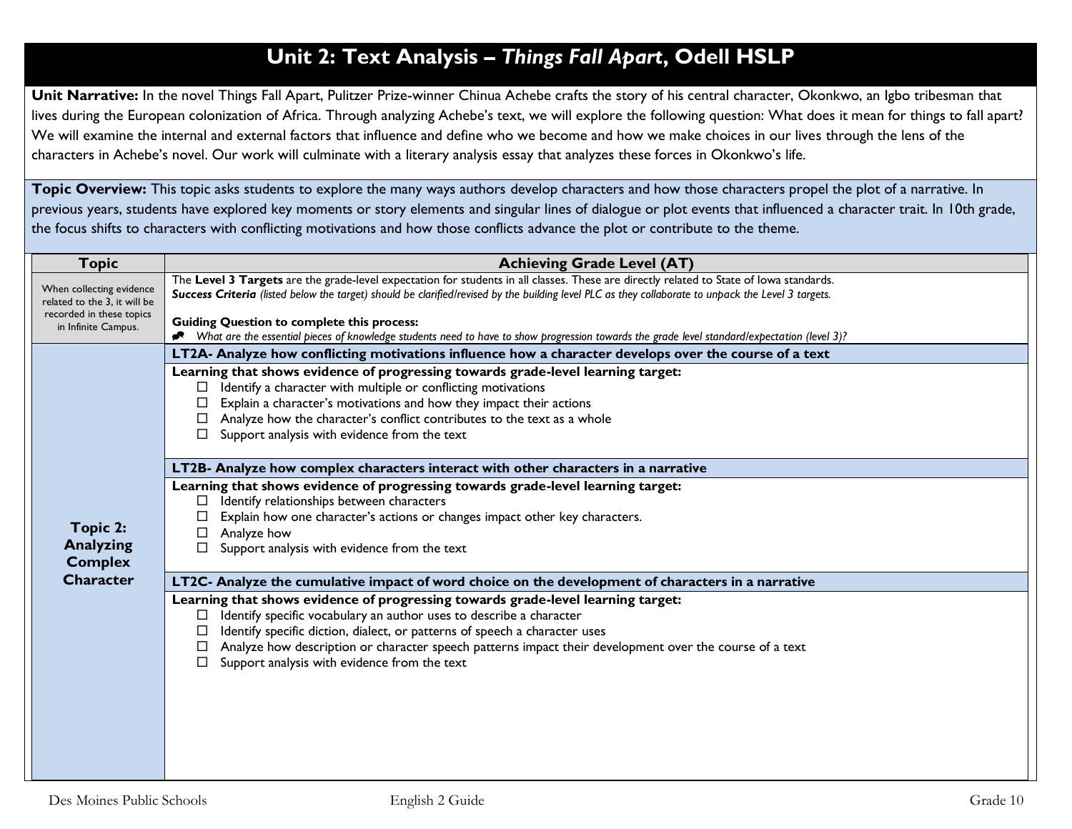# Unit 2: Text Analysis – *Things Fall Apart*, Odell HSLP

**Unit Narrative:** In the novel Things Fall Apart, Pulitzer Prize-winner Chinua Achebe crafts the story of his central character, Okonkwo, an Igbo tribesman that lives during the European colonization of Africa. Through analyzing Achebe's text, we will explore the following question: What does it mean for things to fall apart? We will examine the internal and external factors that influence and define who we become and how we make choices in our lives through the lens of the characters in Achebe's novel. Our work will culminate with a literary analysis essay that analyzes these forces in Okonkwo's life.

**Topic Overview:** This topic asks students to explore the many ways authors develop characters and how those characters propel the plot of a narrative. In previous years, students have explored key moments or story elements and singular lines of dialogue or plot events that influenced a character trait. In 10th grade, the focus shifts to characters with conflicting motivations and how those conflicts advance the plot or contribute to the theme.

| Topic | Achieving Grade Level (AT) |
| --- | --- |
| When collecting evidence related to the 3, it will be recorded in these topics in Infinite Campus. | The **Level 3 Targets** are the grade-level expectation for students in all classes. These are directly related to State of Iowa standards.<br>***Success Criteria*** *(listed below the target) should be clarified/revised by the building level PLC as they collaborate to unpack the Level 3 targets.*<br><br>**Guiding Question to complete this process:**<br>*What are the essential pieces of knowledge students need to have to show progression towards the grade level standard/expectation (level 3)?* |
| **Topic 2: Analyzing Complex Character** | **LT2A- Analyze how conflicting motivations influence how a character develops over the course of a text**<br>**Learning that shows evidence of progressing towards grade-level learning target:**<br>☐ Identify a character with multiple or conflicting motivations<br>☐ Explain a character's motivations and how they impact their actions<br>☐ Analyze how the character's conflict contributes to the text as a whole<br>☐ Support analysis with evidence from the text<br><br>**LT2B- Analyze how complex characters interact with other characters in a narrative**<br>**Learning that shows evidence of progressing towards grade-level learning target:**<br>☐ Identify relationships between characters<br>☐ Explain how one character's actions or changes impact other key characters.<br>☐ Analyze how<br>☐ Support analysis with evidence from the text<br><br>**LT2C- Analyze the cumulative impact of word choice on the development of characters in a narrative**<br>**Learning that shows evidence of progressing towards grade-level learning target:**<br>☐ Identify specific vocabulary an author uses to describe a character<br>☐ Identify specific diction, dialect, or patterns of speech a character uses<br>☐ Analyze how description or character speech patterns impact their development over the course of a text<br>☐ Support analysis with evidence from the text |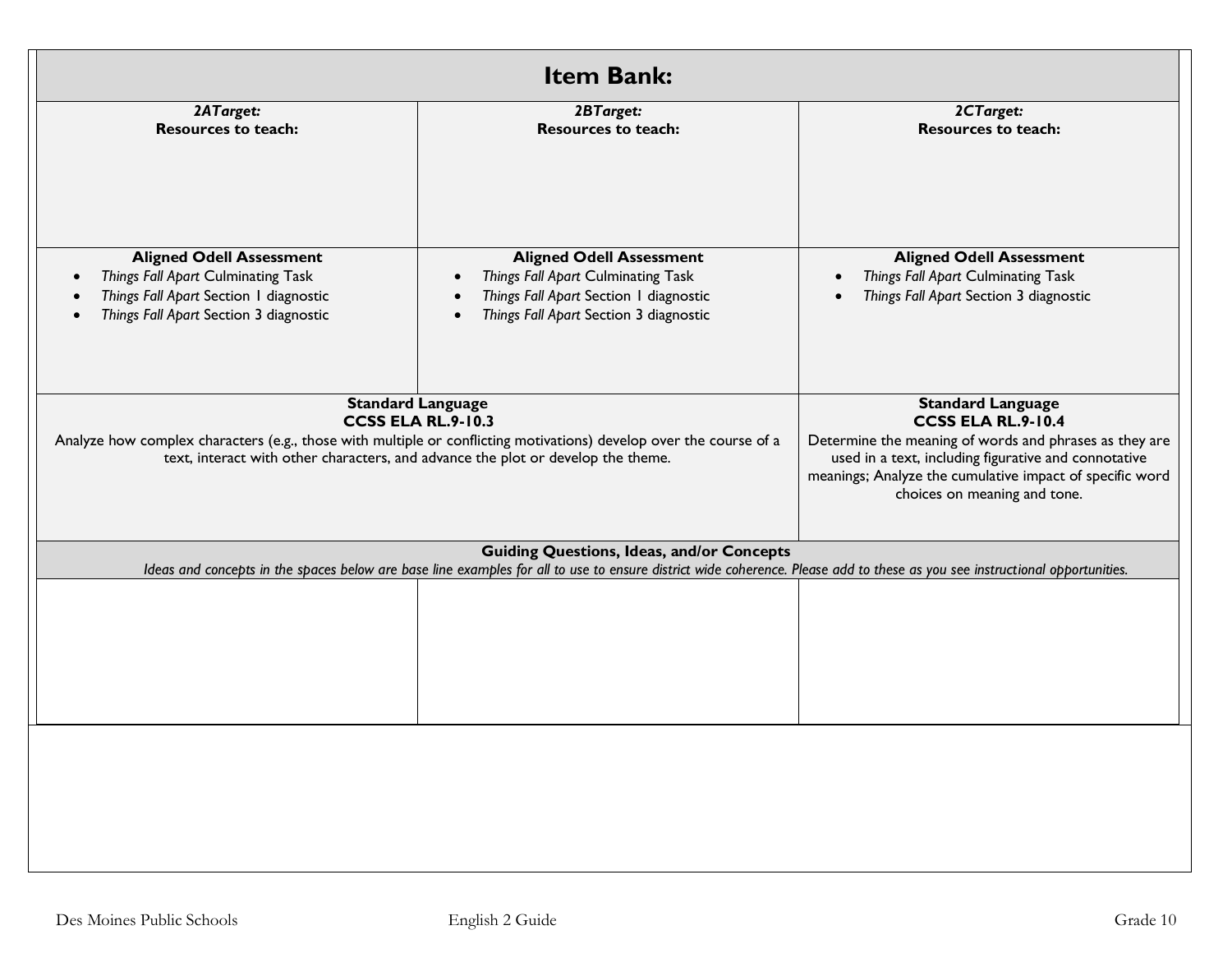# Item Bank:

| | | |
|---|---|---|
| ***2ATarget:***<br>**Resources to teach:** | ***2BTarget:***<br>**Resources to teach:** | ***2CTarget:***<br>**Resources to teach:** |
| **Aligned Odell Assessment**<br>• *Things Fall Apart* Culminating Task<br>• *Things Fall Apart* Section 1 diagnostic<br>• *Things Fall Apart* Section 3 diagnostic | **Aligned Odell Assessment**<br>• *Things Fall Apart* Culminating Task<br>• *Things Fall Apart* Section 1 diagnostic<br>• *Things Fall Apart* Section 3 diagnostic | **Aligned Odell Assessment**<br>• *Things Fall Apart* Culminating Task<br>• *Things Fall Apart* Section 3 diagnostic |
| **Standard Language**<br>**CCSS ELA RL.9-10.3**<br>Analyze how complex characters (e.g., those with multiple or conflicting motivations) develop over the course of a text, interact with other characters, and advance the plot or develop the theme. | | **Standard Language**<br>**CCSS ELA RL.9-10.4**<br>Determine the meaning of words and phrases as they are used in a text, including figurative and connotative meanings; Analyze the cumulative impact of specific word choices on meaning and tone. |
| **Guiding Questions, Ideas, and/or Concepts**<br>*Ideas and concepts in the spaces below are base line examples for all to use to ensure district wide coherence. Please add to these as you see instructional opportunities.* | | |
| | | |

Des Moines Public Schools English 2 Guide Grade 10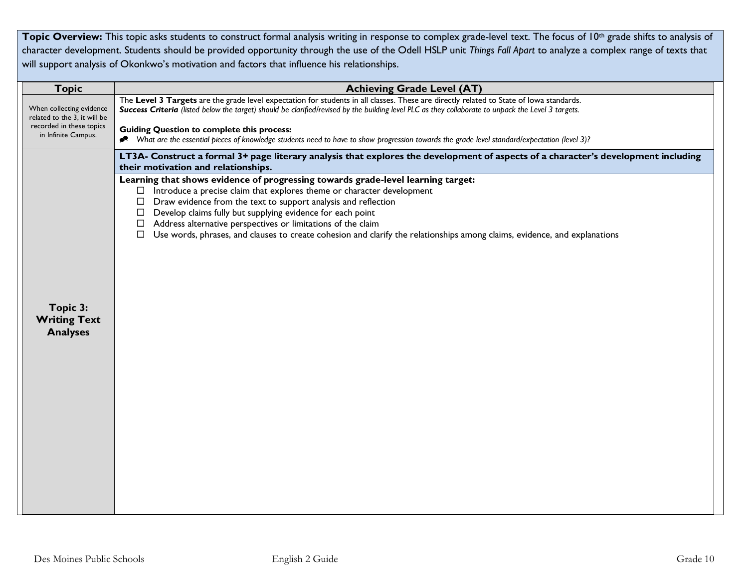**Topic Overview:** This topic asks students to construct formal analysis writing in response to complex grade-level text. The focus of 10th grade shifts to analysis of character development. Students should be provided opportunity through the use of the Odell HSLP unit *Things Fall Apart* to analyze a complex range of texts that will support analysis of Okonkwo's motivation and factors that influence his relationships.

| Topic | Achieving Grade Level (AT) |
|---|---|
| When collecting evidence related to the 3, it will be recorded in these topics in Infinite Campus. | The **Level 3 Targets** are the grade level expectation for students in all classes. These are directly related to State of Iowa standards.<br>***Success Criteria*** *(listed below the target) should be clarified/revised by the building level PLC as they collaborate to unpack the Level 3 targets.*<br><br>**Guiding Question to complete this process:**<br>*What are the essential pieces of knowledge students need to have to show progression towards the grade level standard/expectation (level 3)?* |
| **Topic 3: Writing Text Analyses** | **LT3A- Construct a formal 3+ page literary analysis that explores the development of aspects of a character's development including their motivation and relationships.**<br><br>**Learning that shows evidence of progressing towards grade-level learning target:**<br>☐ Introduce a precise claim that explores theme or character development<br>☐ Draw evidence from the text to support analysis and reflection<br>☐ Develop claims fully but supplying evidence for each point<br>☐ Address alternative perspectives or limitations of the claim<br>☐ Use words, phrases, and clauses to create cohesion and clarify the relationships among claims, evidence, and explanations |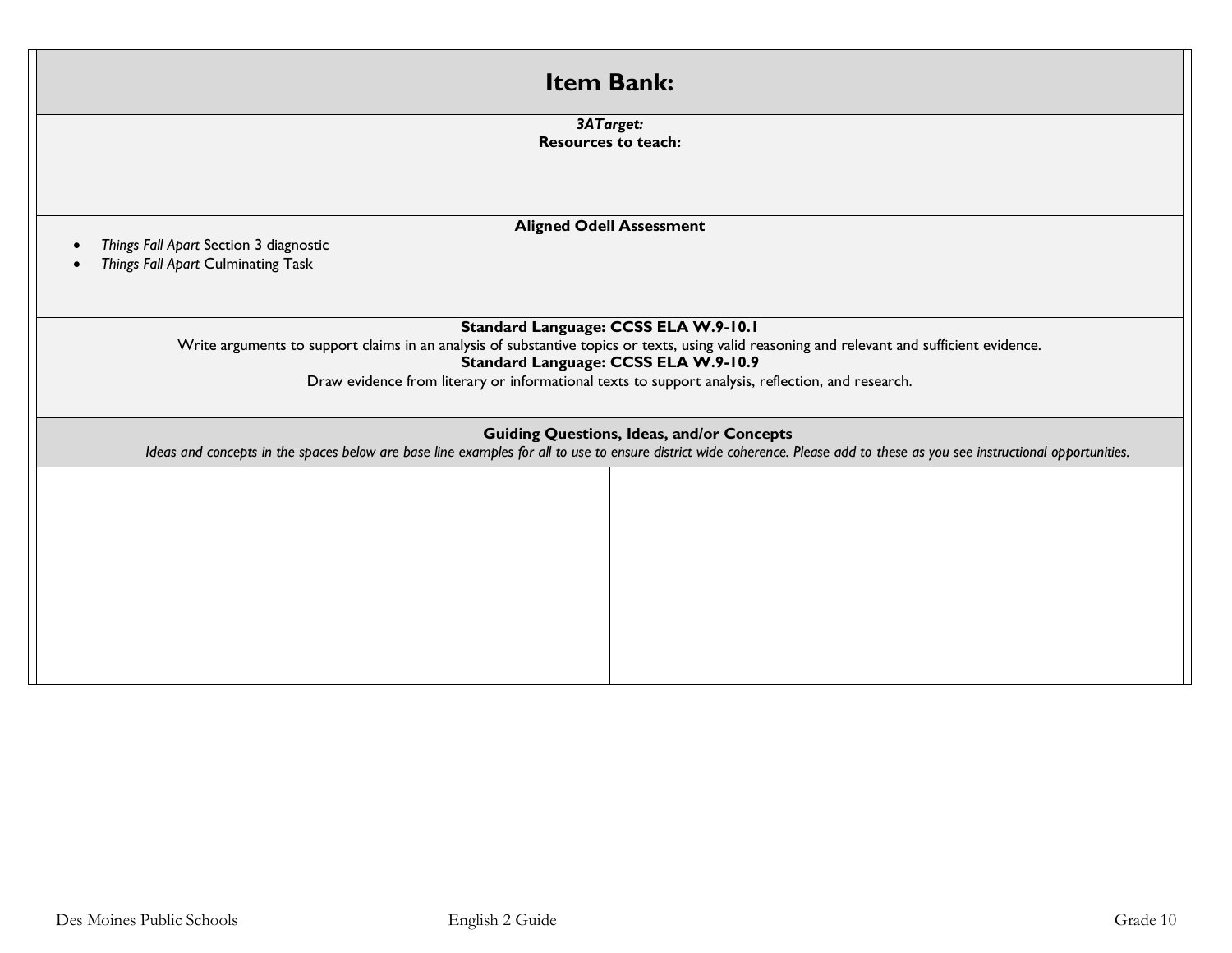# Item Bank:

***3ATarget:***

**Resources to teach:**

**Aligned Odell Assessment**

- *Things Fall Apart* Section 3 diagnostic
- *Things Fall Apart* Culminating Task

**Standard Language: CCSS ELA W.9-10.1**

Write arguments to support claims in an analysis of substantive topics or texts, using valid reasoning and relevant and sufficient evidence.

**Standard Language: CCSS ELA W.9-10.9**

Draw evidence from literary or informational texts to support analysis, reflection, and research.

**Guiding Questions, Ideas, and/or Concepts**

*Ideas and concepts in the spaces below are base line examples for all to use to ensure district wide coherence. Please add to these as you see instructional opportunities.*

| | |
|---|---|
| | |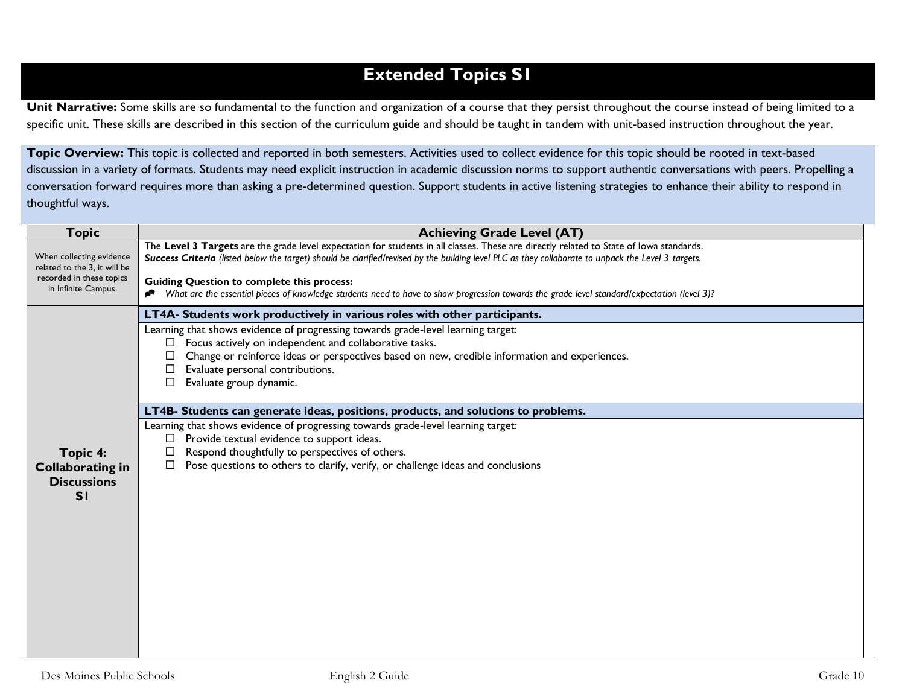# Extended Topics S1

**Unit Narrative:** Some skills are so fundamental to the function and organization of a course that they persist throughout the course instead of being limited to a specific unit. These skills are described in this section of the curriculum guide and should be taught in tandem with unit-based instruction throughout the year.

**Topic Overview:** This topic is collected and reported in both semesters. Activities used to collect evidence for this topic should be rooted in text-based discussion in a variety of formats. Students may need explicit instruction in academic discussion norms to support authentic conversations with peers. Propelling a conversation forward requires more than asking a pre-determined question. Support students in active listening strategies to enhance their ability to respond in thoughtful ways.

| Topic | Achieving Grade Level (AT) |
|---|---|
| When collecting evidence related to the 3, it will be recorded in these topics in Infinite Campus. | The **Level 3 Targets** are the grade level expectation for students in all classes. These are directly related to State of Iowa standards.<br>***Success Criteria*** *(listed below the target) should be clarified/revised by the building level PLC as they collaborate to unpack the Level 3 targets.*<br><br>**Guiding Question to complete this process:**<br>- *What are the essential pieces of knowledge students need to have to show progression towards the grade level standard/expectation (level 3)?* |
| **Topic 4: Collaborating in Discussions S1** | **LT4A- Students work productively in various roles with other participants.**<br>Learning that shows evidence of progressing towards grade-level learning target:<br>☐ Focus actively on independent and collaborative tasks.<br>☐ Change or reinforce ideas or perspectives based on new, credible information and experiences.<br>☐ Evaluate personal contributions.<br>☐ Evaluate group dynamic.<br><br>**LT4B- Students can generate ideas, positions, products, and solutions to problems.**<br>Learning that shows evidence of progressing towards grade-level learning target:<br>☐ Provide textual evidence to support ideas.<br>☐ Respond thoughtfully to perspectives of others.<br>☐ Pose questions to others to clarify, verify, or challenge ideas and conclusions |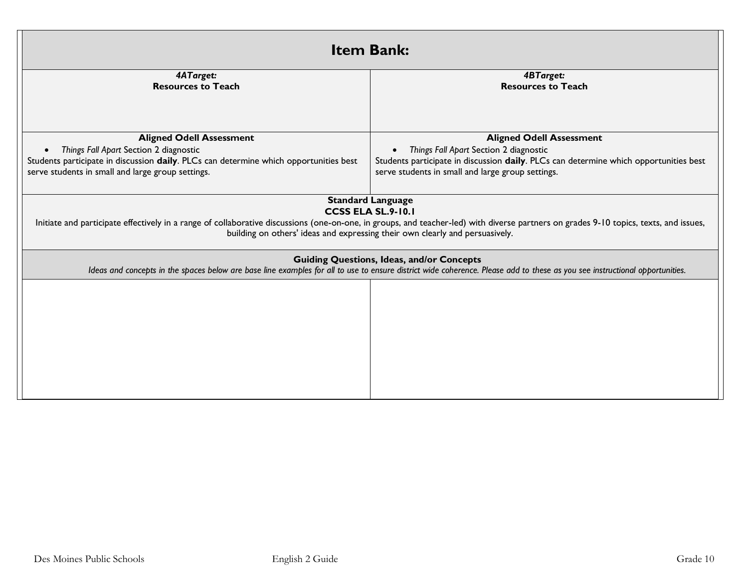| Item Bank: | |
|---|---|
| ***4ATarget:***<br>**Resources to Teach** | ***4BTarget:***<br>**Resources to Teach** |
| **Aligned Odell Assessment**<br>• *Things Fall Apart* Section 2 diagnostic<br>Students participate in discussion **daily**. PLCs can determine which opportunities best serve students in small and large group settings. | **Aligned Odell Assessment**<br>• *Things Fall Apart* Section 2 diagnostic<br>Students participate in discussion **daily**. PLCs can determine which opportunities best serve students in small and large group settings. |
| **Standard Language**<br>**CCSS ELA SL.9-10.1**<br>Initiate and participate effectively in a range of collaborative discussions (one-on-one, in groups, and teacher-led) with diverse partners on grades 9-10 topics, texts, and issues, building on others' ideas and expressing their own clearly and persuasively. | |
| **Guiding Questions, Ideas, and/or Concepts**<br>*Ideas and concepts in the spaces below are base line examples for all to use to ensure district wide coherence. Please add to these as you see instructional opportunities.* | |
| | |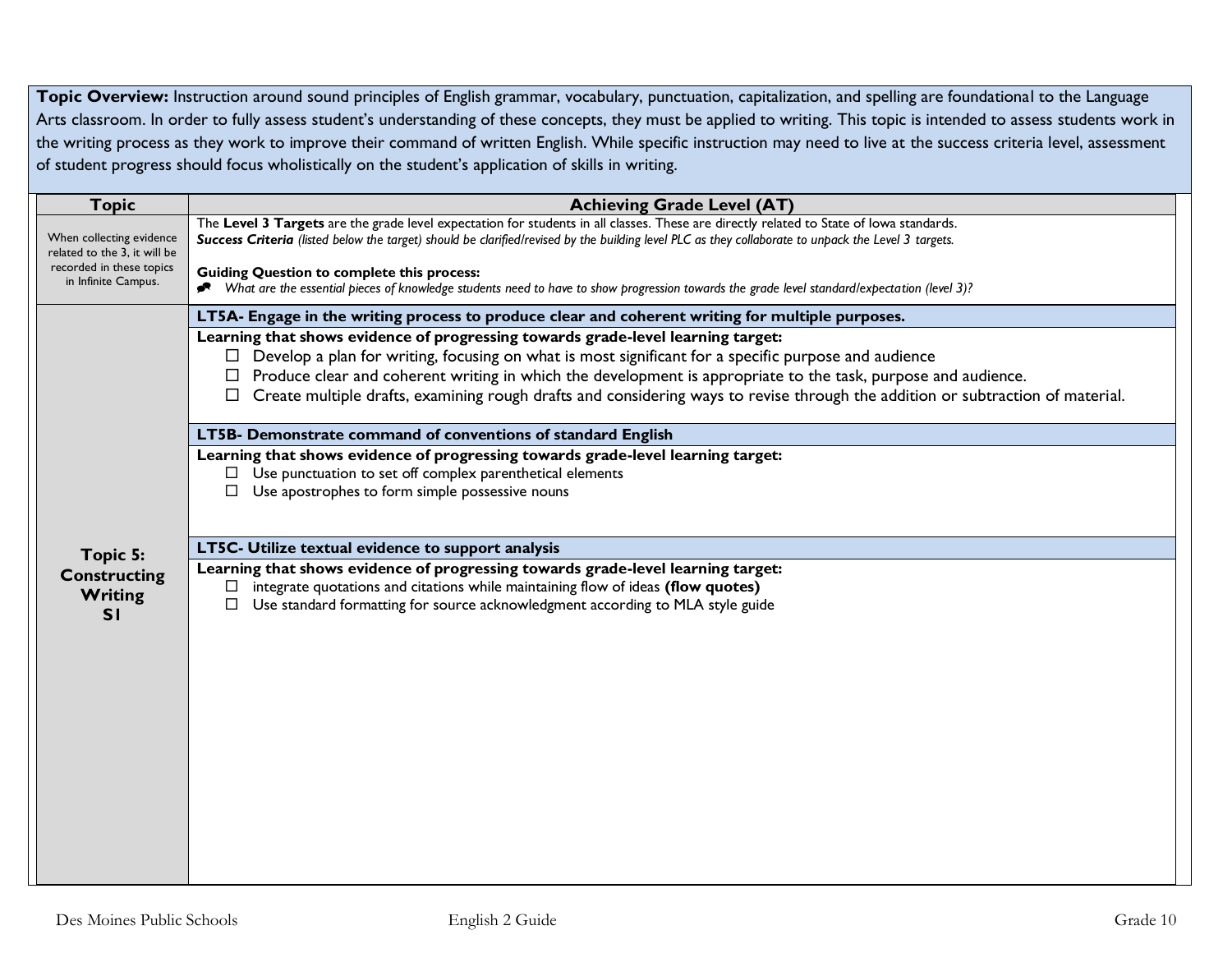**Topic Overview:** Instruction around sound principles of English grammar, vocabulary, punctuation, capitalization, and spelling are foundational to the Language Arts classroom. In order to fully assess student's understanding of these concepts, they must be applied to writing. This topic is intended to assess students work in the writing process as they work to improve their command of written English. While specific instruction may need to live at the success criteria level, assessment of student progress should focus wholistically on the student's application of skills in writing.

| Topic | Achieving Grade Level (AT) |
|---|---|
| When collecting evidence related to the 3, it will be recorded in these topics in Infinite Campus. | The **Level 3 Targets** are the grade level expectation for students in all classes. These are directly related to State of Iowa standards.<br>***Success Criteria*** *(listed below the target) should be clarified/revised by the building level PLC as they collaborate to unpack the Level 3 targets.*<br><br>**Guiding Question to complete this process:**<br>*What are the essential pieces of knowledge students need to have to show progression towards the grade level standard/expectation (level 3)?* |
| **Topic 5: Constructing Writing S1** | **LT5A- Engage in the writing process to produce clear and coherent writing for multiple purposes.**<br>**Learning that shows evidence of progressing towards grade-level learning target:**<br>☐ Develop a plan for writing, focusing on what is most significant for a specific purpose and audience<br>☐ Produce clear and coherent writing in which the development is appropriate to the task, purpose and audience.<br>☐ Create multiple drafts, examining rough drafts and considering ways to revise through the addition or subtraction of material.<br><br>**LT5B- Demonstrate command of conventions of standard English**<br>**Learning that shows evidence of progressing towards grade-level learning target:**<br>☐ Use punctuation to set off complex parenthetical elements<br>☐ Use apostrophes to form simple possessive nouns<br><br>**LT5C- Utilize textual evidence to support analysis**<br>**Learning that shows evidence of progressing towards grade-level learning target:**<br>☐ integrate quotations and citations while maintaining flow of ideas **(flow quotes)**<br>☐ Use standard formatting for source acknowledgment according to MLA style guide |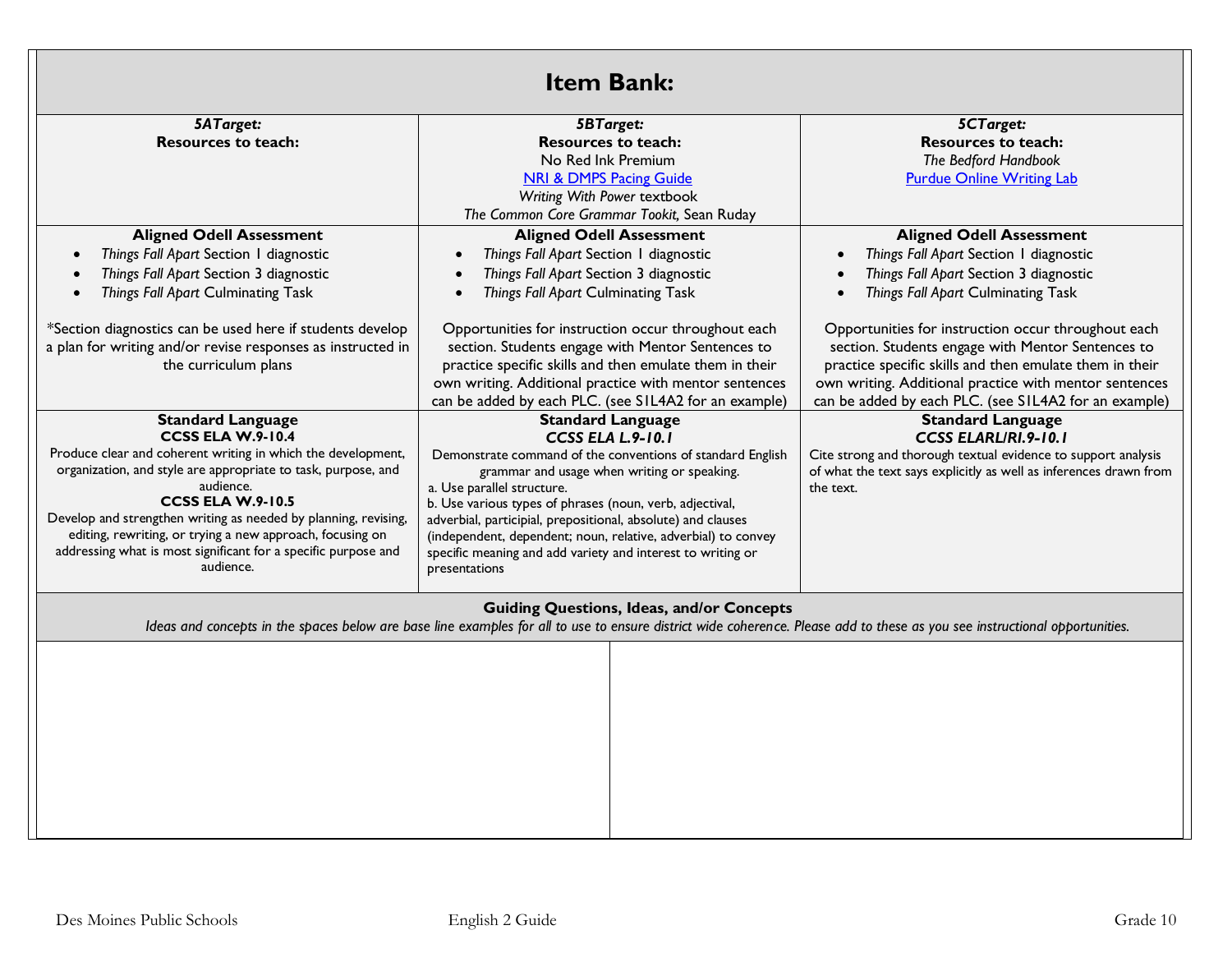# Item Bank:

| *5ATarget:* **Resources to teach:** | *5BTarget:* **Resources to teach:** No Red Ink Premium; NRI & DMPS Pacing Guide; *Writing With Power* textbook; *The Common Core Grammar Tookit,* Sean Ruday | *5CTarget:* **Resources to teach:** *The Bedford Handbook*; Purdue Online Writing Lab |
|---|---|---|
| **Aligned Odell Assessment** <br>• *Things Fall Apart* Section 1 diagnostic <br>• *Things Fall Apart* Section 3 diagnostic <br>• *Things Fall Apart* Culminating Task <br><br>*Section diagnostics can be used here if students develop a plan for writing and/or revise responses as instructed in the curriculum plans | **Aligned Odell Assessment** <br>• *Things Fall Apart* Section 1 diagnostic <br>• *Things Fall Apart* Section 3 diagnostic <br>• *Things Fall Apart* Culminating Task <br><br>Opportunities for instruction occur throughout each section. Students engage with Mentor Sentences to practice specific skills and then emulate them in their own writing. Additional practice with mentor sentences can be added by each PLC. (see S1L4A2 for an example) | **Aligned Odell Assessment** <br>• *Things Fall Apart* Section 1 diagnostic <br>• *Things Fall Apart* Section 3 diagnostic <br>• *Things Fall Apart* Culminating Task <br><br>Opportunities for instruction occur throughout each section. Students engage with Mentor Sentences to practice specific skills and then emulate them in their own writing. Additional practice with mentor sentences can be added by each PLC. (see S1L4A2 for an example) |
| **Standard Language** <br>**CCSS ELA W.9-10.4** <br>Produce clear and coherent writing in which the development, organization, and style are appropriate to task, purpose, and audience. <br>**CCSS ELA W.9-10.5** <br>Develop and strengthen writing as needed by planning, revising, editing, rewriting, or trying a new approach, focusing on addressing what is most significant for a specific purpose and audience. | **Standard Language** <br>***CCSS ELA L.9-10.1*** <br>Demonstrate command of the conventions of standard English grammar and usage when writing or speaking. <br>a. Use parallel structure. <br>b. Use various types of phrases (noun, verb, adjectival, adverbial, participial, prepositional, absolute) and clauses (independent, dependent; noun, relative, adverbial) to convey specific meaning and add variety and interest to writing or presentations | **Standard Language** <br>***CCSS ELARL/RI.9-10.1*** <br>Cite strong and thorough textual evidence to support analysis of what the text says explicitly as well as inferences drawn from the text. |

**Guiding Questions, Ideas, and/or Concepts**

*Ideas and concepts in the spaces below are base line examples for all to use to ensure district wide coherence. Please add to these as you see instructional opportunities.*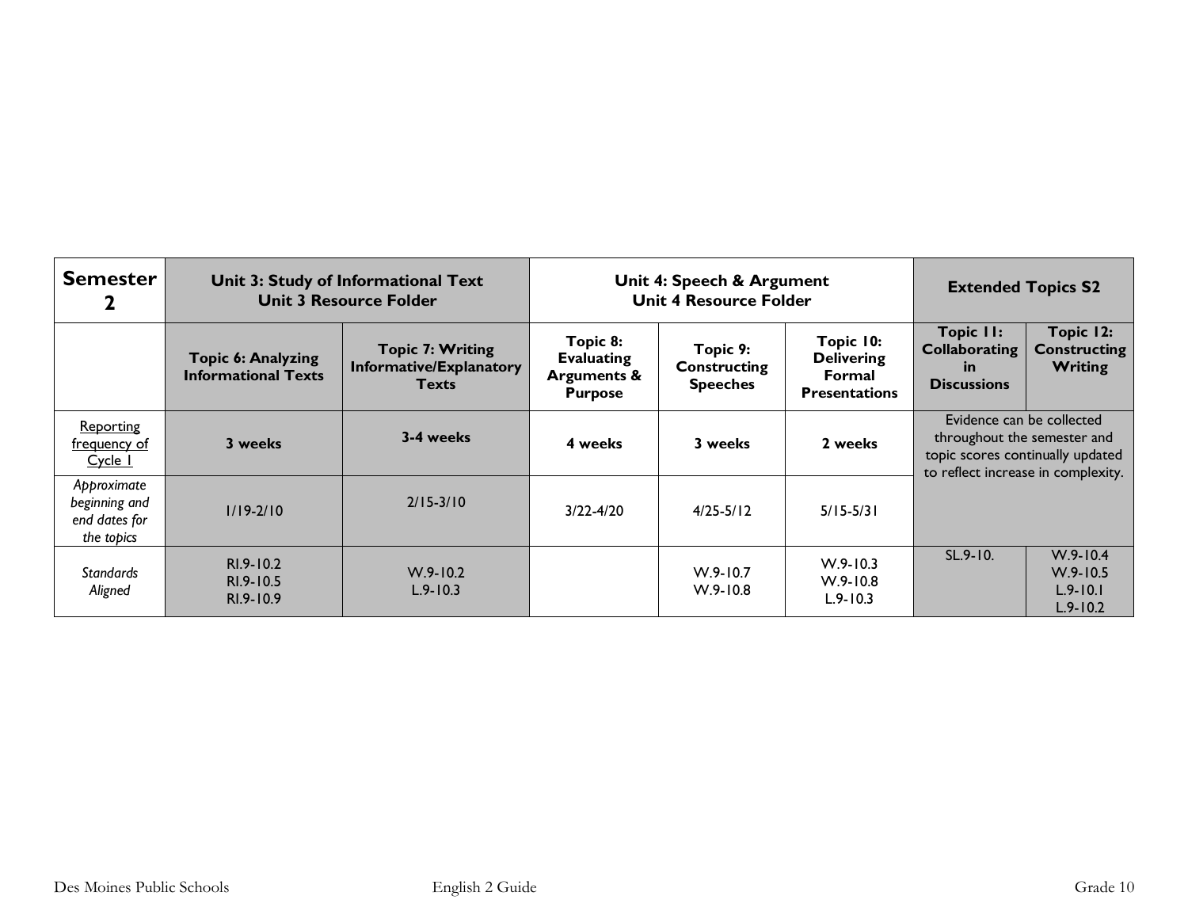| **Semester 2** | **Unit 3: Study of Informational Text Unit 3 Resource Folder** | | **Unit 4: Speech & Argument Unit 4 Resource Folder** | | | **Extended Topics S2** | |
|---|---|---|---|---|---|---|---|
| | **Topic 6: Analyzing Informational Texts** | **Topic 7: Writing Informative/Explanatory Texts** | **Topic 8: Evaluating Arguments & Purpose** | **Topic 9: Constructing Speeches** | **Topic 10: Delivering Formal Presentations** | **Topic 11: Collaborating in Discussions** | **Topic 12: Constructing Writing** |
| Reporting frequency of Cycle 1 | **3 weeks** | **3-4 weeks** | **4 weeks** | **3 weeks** | **2 weeks** | Evidence can be collected throughout the semester and topic scores continually updated to reflect increase in complexity. | |
| *Approximate beginning and end dates for the topics* | 1/19-2/10 | 2/15-3/10 | 3/22-4/20 | 4/25-5/12 | 5/15-5/31 | | |
| *Standards Aligned* | RI.9-10.2<br>RI.9-10.5<br>RI.9-10.9 | W.9-10.2<br>L.9-10.3 | | W.9-10.7<br>W.9-10.8 | W.9-10.3<br>W.9-10.8<br>L.9-10.3 | SL.9-10. | W.9-10.4<br>W.9-10.5<br>L.9-10.1<br>L.9-10.2 |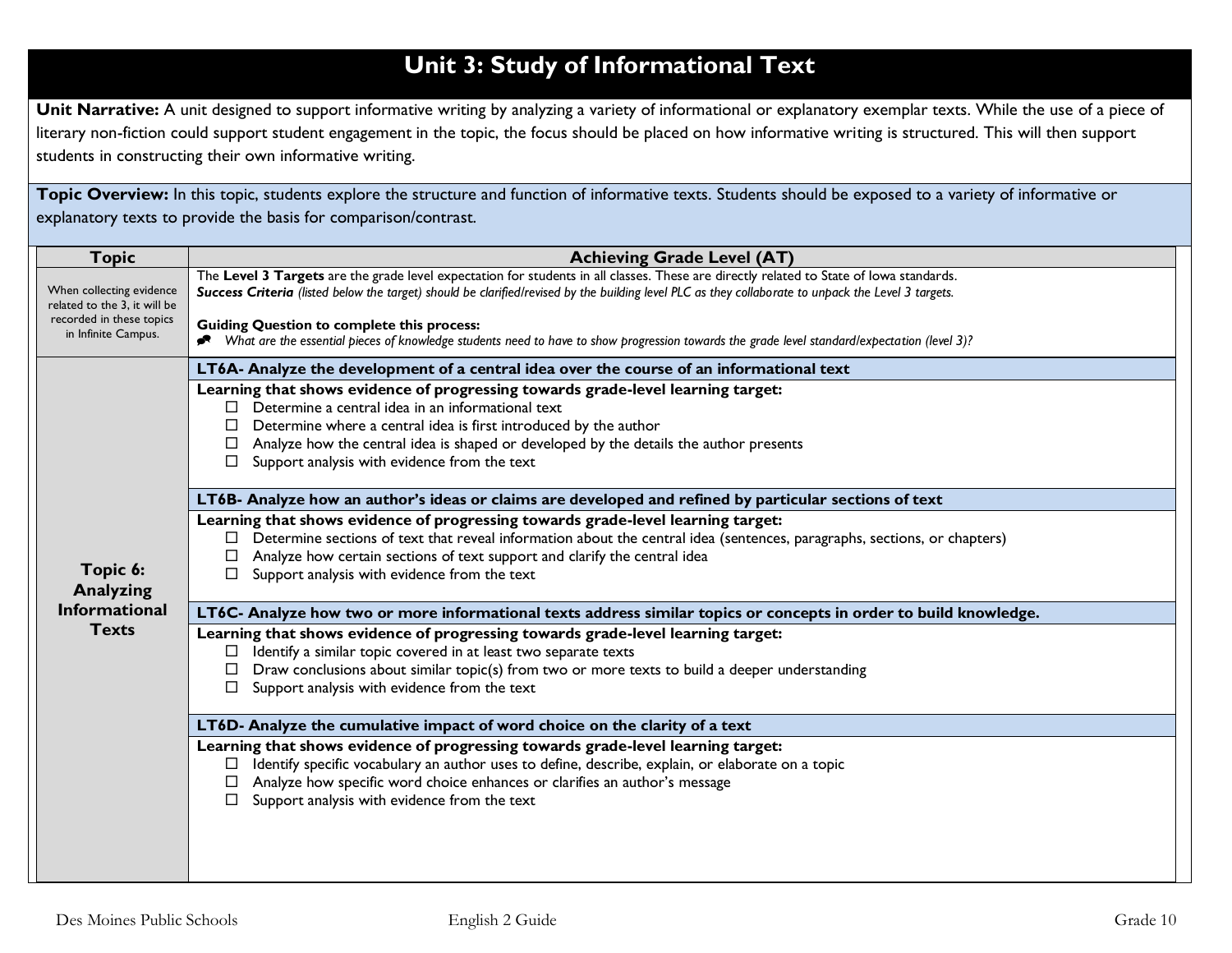# Unit 3: Study of Informational Text

**Unit Narrative:** A unit designed to support informative writing by analyzing a variety of informational or explanatory exemplar texts. While the use of a piece of literary non-fiction could support student engagement in the topic, the focus should be placed on how informative writing is structured. This will then support students in constructing their own informative writing.

**Topic Overview:** In this topic, students explore the structure and function of informative texts. Students should be exposed to a variety of informative or explanatory texts to provide the basis for comparison/contrast.

| Topic | Achieving Grade Level (AT) |
|---|---|
| When collecting evidence related to the 3, it will be recorded in these topics in Infinite Campus. | The **Level 3 Targets** are the grade level expectation for students in all classes. These are directly related to State of Iowa standards.<br>***Success Criteria*** *(listed below the target) should be clarified/revised by the building level PLC as they collaborate to unpack the Level 3 targets.*<br><br>**Guiding Question to complete this process:**<br>*What are the essential pieces of knowledge students need to have to show progression towards the grade level standard/expectation (level 3)?* |
| **Topic 6: Analyzing Informational Texts** | **LT6A- Analyze the development of a central idea over the course of an informational text**<br>**Learning that shows evidence of progressing towards grade-level learning target:**<br>☐ Determine a central idea in an informational text<br>☐ Determine where a central idea is first introduced by the author<br>☐ Analyze how the central idea is shaped or developed by the details the author presents<br>☐ Support analysis with evidence from the text |
| | **LT6B- Analyze how an author's ideas or claims are developed and refined by particular sections of text**<br>**Learning that shows evidence of progressing towards grade-level learning target:**<br>☐ Determine sections of text that reveal information about the central idea (sentences, paragraphs, sections, or chapters)<br>☐ Analyze how certain sections of text support and clarify the central idea<br>☐ Support analysis with evidence from the text |
| | **LT6C- Analyze how two or more informational texts address similar topics or concepts in order to build knowledge.**<br>**Learning that shows evidence of progressing towards grade-level learning target:**<br>☐ Identify a similar topic covered in at least two separate texts<br>☐ Draw conclusions about similar topic(s) from two or more texts to build a deeper understanding<br>☐ Support analysis with evidence from the text |
| | **LT6D- Analyze the cumulative impact of word choice on the clarity of a text**<br>**Learning that shows evidence of progressing towards grade-level learning target:**<br>☐ Identify specific vocabulary an author uses to define, describe, explain, or elaborate on a topic<br>☐ Analyze how specific word choice enhances or clarifies an author's message<br>☐ Support analysis with evidence from the text |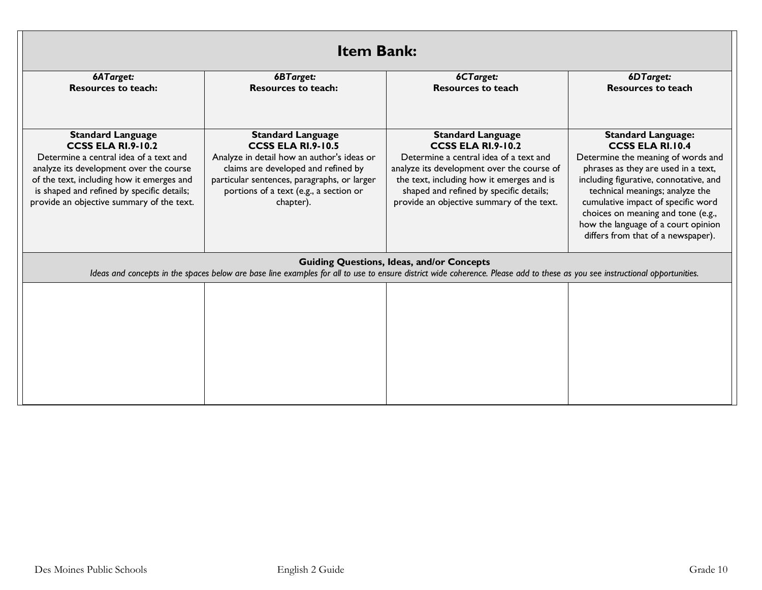| Item Bank: | | | |
|---|---|---|---|
| ***6ATarget:*** **Resources to teach:** | ***6BTarget:*** **Resources to teach:** | ***6CTarget:*** **Resources to teach** | ***6DTarget:*** **Resources to teach** |
| **Standard Language** **CCSS ELA RI.9-10.2** Determine a central idea of a text and analyze its development over the course of the text, including how it emerges and is shaped and refined by specific details; provide an objective summary of the text. | **Standard Language** **CCSS ELA RI.9-10.5** Analyze in detail how an author's ideas or claims are developed and refined by particular sentences, paragraphs, or larger portions of a text (e.g., a section or chapter). | **Standard Language** **CCSS ELA RI.9-10.2** Determine a central idea of a text and analyze its development over the course of the text, including how it emerges and is shaped and refined by specific details; provide an objective summary of the text. | **Standard Language:** **CCSS ELA RI.10.4** Determine the meaning of words and phrases as they are used in a text, including figurative, connotative, and technical meanings; analyze the cumulative impact of specific word choices on meaning and tone (e.g., how the language of a court opinion differs from that of a newspaper). |
| **Guiding Questions, Ideas, and/or Concepts** *Ideas and concepts in the spaces below are base line examples for all to use to ensure district wide coherence. Please add to these as you see instructional opportunities.* | | | |
| | | | |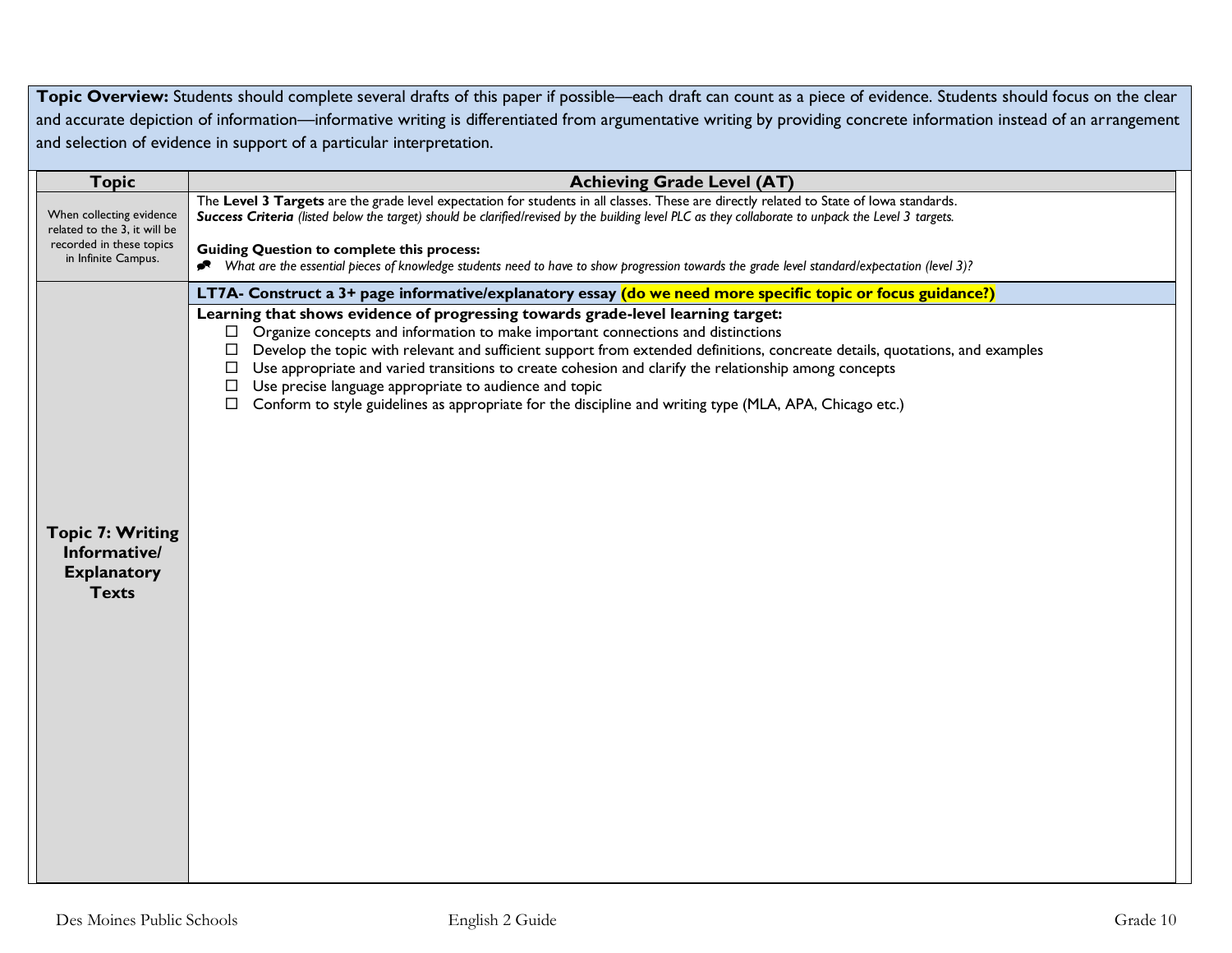**Topic Overview:** Students should complete several drafts of this paper if possible—each draft can count as a piece of evidence. Students should focus on the clear and accurate depiction of information—informative writing is differentiated from argumentative writing by providing concrete information instead of an arrangement and selection of evidence in support of a particular interpretation.

| Topic | Achieving Grade Level (AT) |
|---|---|
| When collecting evidence related to the 3, it will be recorded in these topics in Infinite Campus. | The **Level 3 Targets** are the grade level expectation for students in all classes. These are directly related to State of Iowa standards.<br>***Success Criteria*** *(listed below the target) should be clarified/revised by the building level PLC as they collaborate to unpack the Level 3 targets.*<br><br>**Guiding Question to complete this process:**<br>- *What are the essential pieces of knowledge students need to have to show progression towards the grade level standard/expectation (level 3)?* |
| **Topic 7: Writing Informative/ Explanatory Texts** | **LT7A- Construct a 3+ page informative/explanatory essay (do we need more specific topic or focus guidance?)**<br><br>**Learning that shows evidence of progressing towards grade-level learning target:**<br>☐ Organize concepts and information to make important connections and distinctions<br>☐ Develop the topic with relevant and sufficient support from extended definitions, concreate details, quotations, and examples<br>☐ Use appropriate and varied transitions to create cohesion and clarify the relationship among concepts<br>☐ Use precise language appropriate to audience and topic<br>☐ Conform to style guidelines as appropriate for the discipline and writing type (MLA, APA, Chicago etc.) |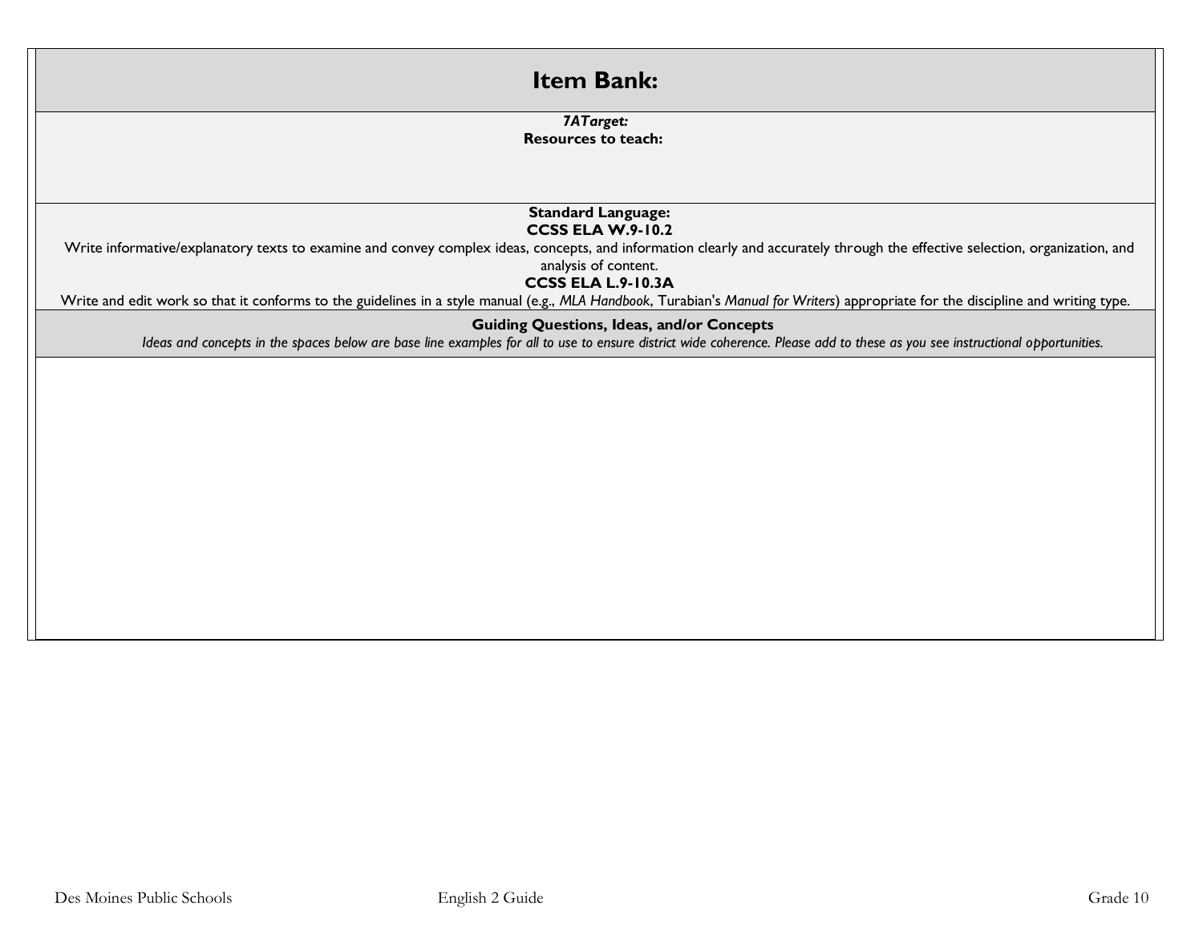# Item Bank:

***7ATarget:***
**Resources to teach:**

**Standard Language:**
**CCSS ELA W.9-10.2**
Write informative/explanatory texts to examine and convey complex ideas, concepts, and information clearly and accurately through the effective selection, organization, and analysis of content.
**CCSS ELA L.9-10.3A**
Write and edit work so that it conforms to the guidelines in a style manual (e.g., *MLA Handbook*, Turabian's *Manual for Writers*) appropriate for the discipline and writing type.

**Guiding Questions, Ideas, and/or Concepts**
*Ideas and concepts in the spaces below are base line examples for all to use to ensure district wide coherence. Please add to these as you see instructional opportunities.*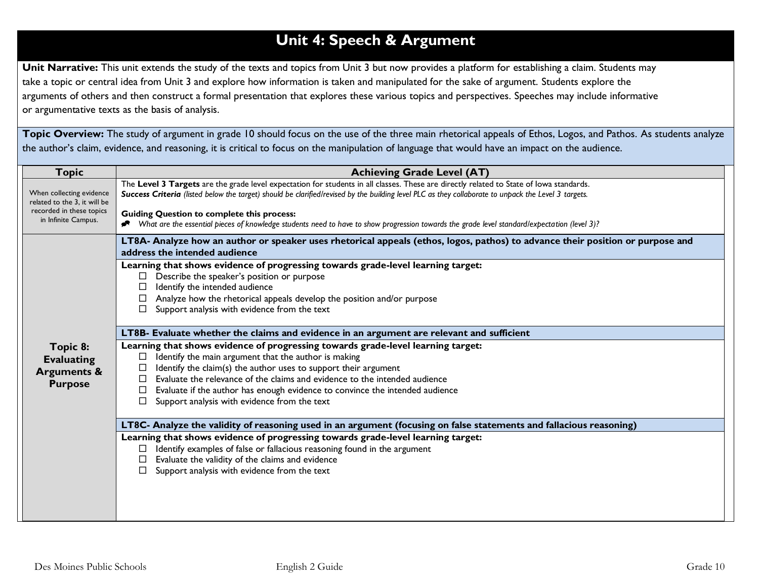# Unit 4: Speech & Argument

**Unit Narrative:** This unit extends the study of the texts and topics from Unit 3 but now provides a platform for establishing a claim. Students may take a topic or central idea from Unit 3 and explore how information is taken and manipulated for the sake of argument. Students explore the arguments of others and then construct a formal presentation that explores these various topics and perspectives. Speeches may include informative or argumentative texts as the basis of analysis.

**Topic Overview:** The study of argument in grade 10 should focus on the use of the three main rhetorical appeals of Ethos, Logos, and Pathos. As students analyze the author's claim, evidence, and reasoning, it is critical to focus on the manipulation of language that would have an impact on the audience.

| Topic | Achieving Grade Level (AT) |
|---|---|
| When collecting evidence related to the 3, it will be recorded in these topics in Infinite Campus. | The **Level 3 Targets** are the grade level expectation for students in all classes. These are directly related to State of Iowa standards.<br>***Success Criteria** (listed below the target) should be clarified/revised by the building level PLC as they collaborate to unpack the Level 3 targets.*<br><br>**Guiding Question to complete this process:**<br>*What are the essential pieces of knowledge students need to have to show progression towards the grade level standard/expectation (level 3)?* |
| **Topic 8: Evaluating Arguments & Purpose** | **LT8A- Analyze how an author or speaker uses rhetorical appeals (ethos, logos, pathos) to advance their position or purpose and address the intended audience**<br>**Learning that shows evidence of progressing towards grade-level learning target:**<br>☐ Describe the speaker's position or purpose<br>☐ Identify the intended audience<br>☐ Analyze how the rhetorical appeals develop the position and/or purpose<br>☐ Support analysis with evidence from the text |
| | **LT8B- Evaluate whether the claims and evidence in an argument are relevant and sufficient**<br>**Learning that shows evidence of progressing towards grade-level learning target:**<br>☐ Identify the main argument that the author is making<br>☐ Identify the claim(s) the author uses to support their argument<br>☐ Evaluate the relevance of the claims and evidence to the intended audience<br>☐ Evaluate if the author has enough evidence to convince the intended audience<br>☐ Support analysis with evidence from the text |
| | **LT8C- Analyze the validity of reasoning used in an argument (focusing on false statements and fallacious reasoning)**<br>**Learning that shows evidence of progressing towards grade-level learning target:**<br>☐ Identify examples of false or fallacious reasoning found in the argument<br>☐ Evaluate the validity of the claims and evidence<br>☐ Support analysis with evidence from the text |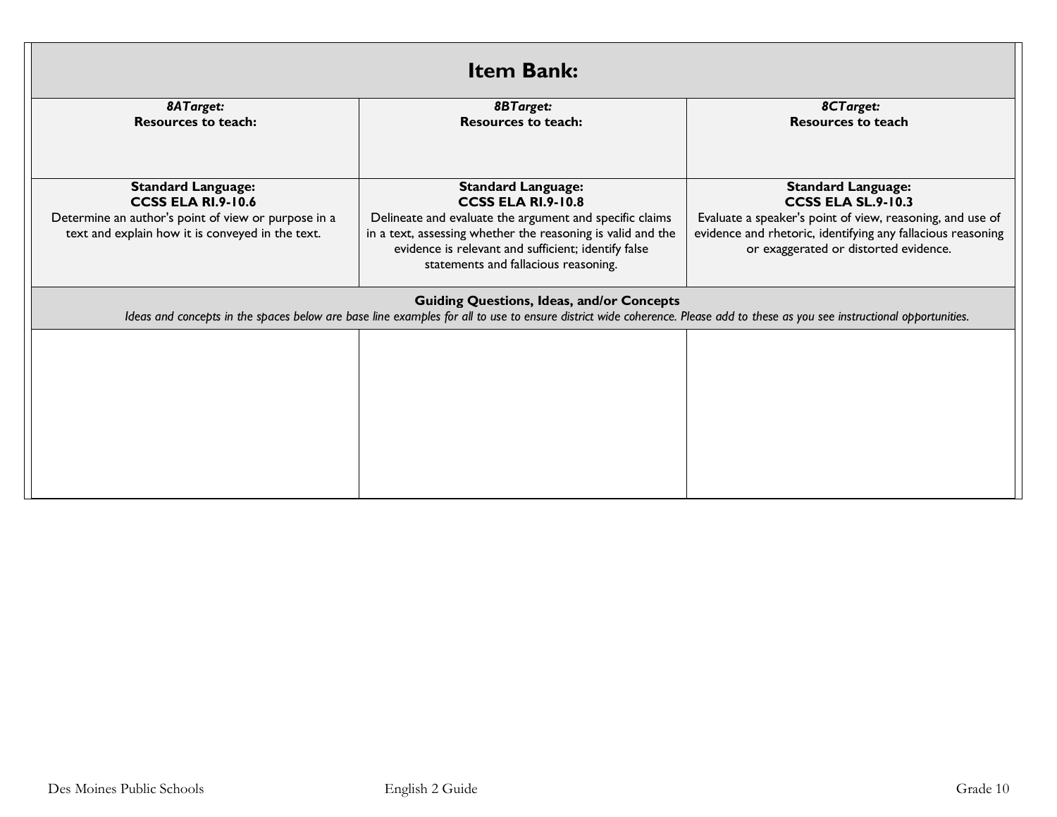## Item Bank:

| | | |
|---|---|---|
| ***8ATarget:***<br>**Resources to teach:** | ***8BTarget:***<br>**Resources to teach:** | ***8CTarget:***<br>**Resources to teach** |
| **Standard Language:**<br>**CCSS ELA RI.9-10.6**<br>Determine an author's point of view or purpose in a text and explain how it is conveyed in the text. | **Standard Language:**<br>**CCSS ELA RI.9-10.8**<br>Delineate and evaluate the argument and specific claims in a text, assessing whether the reasoning is valid and the evidence is relevant and sufficient; identify false statements and fallacious reasoning. | **Standard Language:**<br>**CCSS ELA SL.9-10.3**<br>Evaluate a speaker's point of view, reasoning, and use of evidence and rhetoric, identifying any fallacious reasoning or exaggerated or distorted evidence. |
| **Guiding Questions, Ideas, and/or Concepts**<br>*Ideas and concepts in the spaces below are base line examples for all to use to ensure district wide coherence. Please add to these as you see instructional opportunities.* | | |
| | | |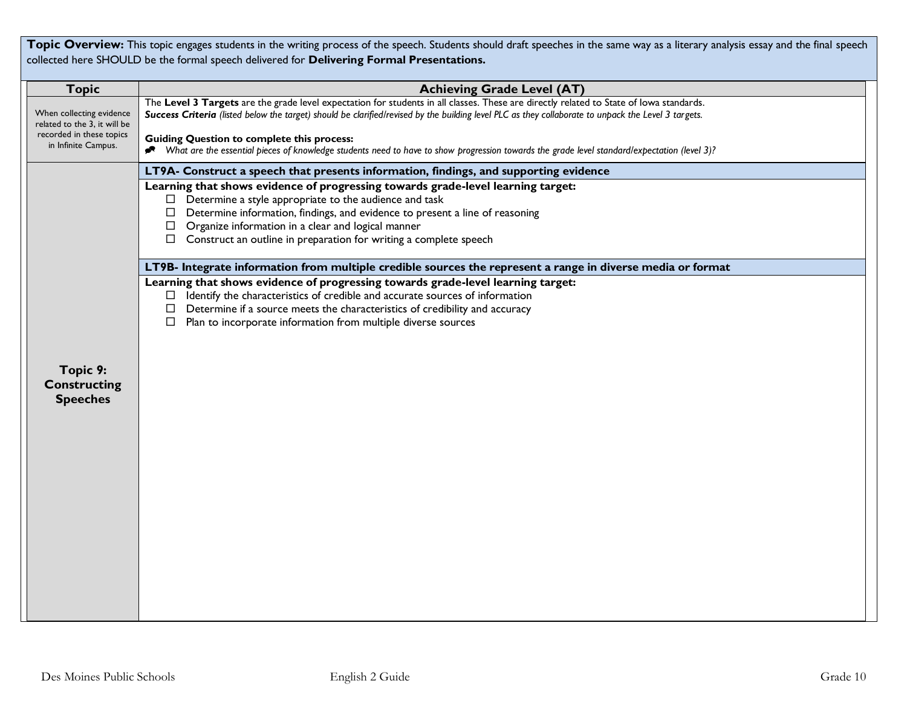**Topic Overview:** This topic engages students in the writing process of the speech. Students should draft speeches in the same way as a literary analysis essay and the final speech collected here SHOULD be the formal speech delivered for **Delivering Formal Presentations.**

| Topic | Achieving Grade Level (AT) |
|---|---|
| When collecting evidence related to the 3, it will be recorded in these topics in Infinite Campus. | The **Level 3 Targets** are the grade level expectation for students in all classes. These are directly related to State of Iowa standards.<br>***Success Criteria*** *(listed below the target) should be clarified/revised by the building level PLC as they collaborate to unpack the Level 3 targets.*<br><br>**Guiding Question to complete this process:**<br>*What are the essential pieces of knowledge students need to have to show progression towards the grade level standard/expectation (level 3)?* |
| **Topic 9: Constructing Speeches** | **LT9A- Construct a speech that presents information, findings, and supporting evidence**<br>**Learning that shows evidence of progressing towards grade-level learning target:**<br>☐ Determine a style appropriate to the audience and task<br>☐ Determine information, findings, and evidence to present a line of reasoning<br>☐ Organize information in a clear and logical manner<br>☐ Construct an outline in preparation for writing a complete speech<br><br>**LT9B- Integrate information from multiple credible sources the represent a range in diverse media or format**<br>**Learning that shows evidence of progressing towards grade-level learning target:**<br>☐ Identify the characteristics of credible and accurate sources of information<br>☐ Determine if a source meets the characteristics of credibility and accuracy<br>☐ Plan to incorporate information from multiple diverse sources |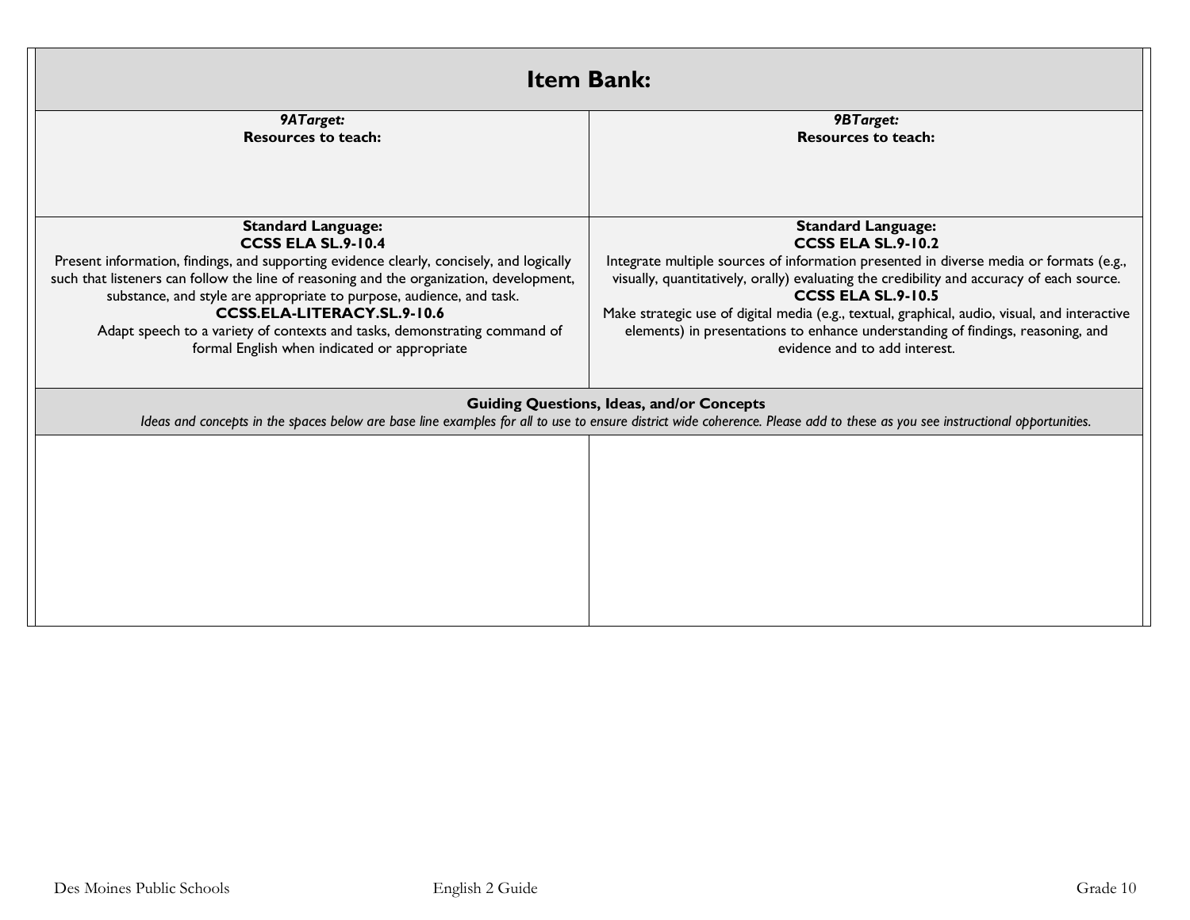# Item Bank:

| | |
|---|---|
| ***9ATarget:***<br>**Resources to teach:** | ***9BTarget:***<br>**Resources to teach:** |
| **Standard Language:**<br>**CCSS ELA SL.9-10.4**<br>Present information, findings, and supporting evidence clearly, concisely, and logically such that listeners can follow the line of reasoning and the organization, development, substance, and style are appropriate to purpose, audience, and task.<br>**CCSS.ELA-LITERACY.SL.9-10.6**<br>Adapt speech to a variety of contexts and tasks, demonstrating command of formal English when indicated or appropriate | **Standard Language:**<br>**CCSS ELA SL.9-10.2**<br>Integrate multiple sources of information presented in diverse media or formats (e.g., visually, quantitatively, orally) evaluating the credibility and accuracy of each source.<br>**CCSS ELA SL.9-10.5**<br>Make strategic use of digital media (e.g., textual, graphical, audio, visual, and interactive elements) in presentations to enhance understanding of findings, reasoning, and evidence and to add interest. |
| **Guiding Questions, Ideas, and/or Concepts**<br>*Ideas and concepts in the spaces below are base line examples for all to use to ensure district wide coherence. Please add to these as you see instructional opportunities.* | |
| | |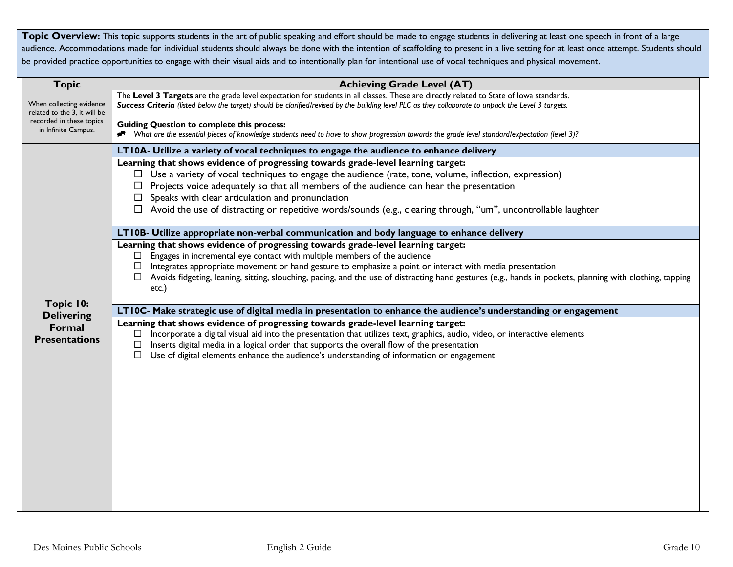**Topic Overview:** This topic supports students in the art of public speaking and effort should be made to engage students in delivering at least one speech in front of a large audience. Accommodations made for individual students should always be done with the intention of scaffolding to present in a live setting for at least once attempt. Students should be provided practice opportunities to engage with their visual aids and to intentionally plan for intentional use of vocal techniques and physical movement.

| Topic | Achieving Grade Level (AT) |
|---|---|
| When collecting evidence related to the 3, it will be recorded in these topics in Infinite Campus. | The **Level 3 Targets** are the grade level expectation for students in all classes. These are directly related to State of Iowa standards.<br>***Success Criteria** (listed below the target) should be clarified/revised by the building level PLC as they collaborate to unpack the Level 3 targets.*<br><br>**Guiding Question to complete this process:**<br>*What are the essential pieces of knowledge students need to have to show progression towards the grade level standard/expectation (level 3)?* |
| **Topic 10: Delivering Formal Presentations** | **LT10A- Utilize a variety of vocal techniques to engage the audience to enhance delivery**<br>**Learning that shows evidence of progressing towards grade-level learning target:**<br>☐ Use a variety of vocal techniques to engage the audience (rate, tone, volume, inflection, expression)<br>☐ Projects voice adequately so that all members of the audience can hear the presentation<br>☐ Speaks with clear articulation and pronunciation<br>☐ Avoid the use of distracting or repetitive words/sounds (e.g., clearing through, "um", uncontrollable laughter<br><br>**LT10B- Utilize appropriate non-verbal communication and body language to enhance delivery**<br>**Learning that shows evidence of progressing towards grade-level learning target:**<br>☐ Engages in incremental eye contact with multiple members of the audience<br>☐ Integrates appropriate movement or hand gesture to emphasize a point or interact with media presentation<br>☐ Avoids fidgeting, leaning, sitting, slouching, pacing, and the use of distracting hand gestures (e.g., hands in pockets, planning with clothing, tapping etc.)<br><br>**LT10C- Make strategic use of digital media in presentation to enhance the audience's understanding or engagement**<br>**Learning that shows evidence of progressing towards grade-level learning target:**<br>☐ Incorporate a digital visual aid into the presentation that utilizes text, graphics, audio, video, or interactive elements<br>☐ Inserts digital media in a logical order that supports the overall flow of the presentation<br>☐ Use of digital elements enhance the audience's understanding of information or engagement |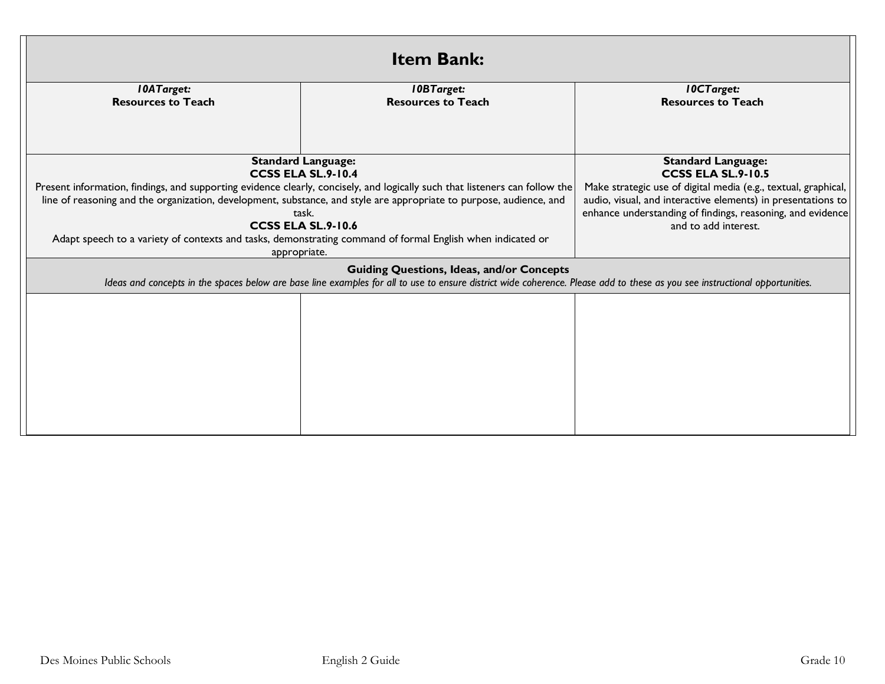| Item Bank: | | |
|---|---|---|
| ***10ATarget:***<br>**Resources to Teach** | ***10BTarget:***<br>**Resources to Teach** | ***10CTarget:***<br>**Resources to Teach** |
| **Standard Language:**<br>**CCSS ELA SL.9-10.4**<br>Present information, findings, and supporting evidence clearly, concisely, and logically such that listeners can follow the line of reasoning and the organization, development, substance, and style are appropriate to purpose, audience, and task.<br>**CCSS ELA SL.9-10.6**<br>Adapt speech to a variety of contexts and tasks, demonstrating command of formal English when indicated or appropriate. | | **Standard Language:**<br>**CCSS ELA SL.9-10.5**<br>Make strategic use of digital media (e.g., textual, graphical, audio, visual, and interactive elements) in presentations to enhance understanding of findings, reasoning, and evidence and to add interest. |
| **Guiding Questions, Ideas, and/or Concepts**<br>*Ideas and concepts in the spaces below are base line examples for all to use to ensure district wide coherence. Please add to these as you see instructional opportunities.* | | |
| | | |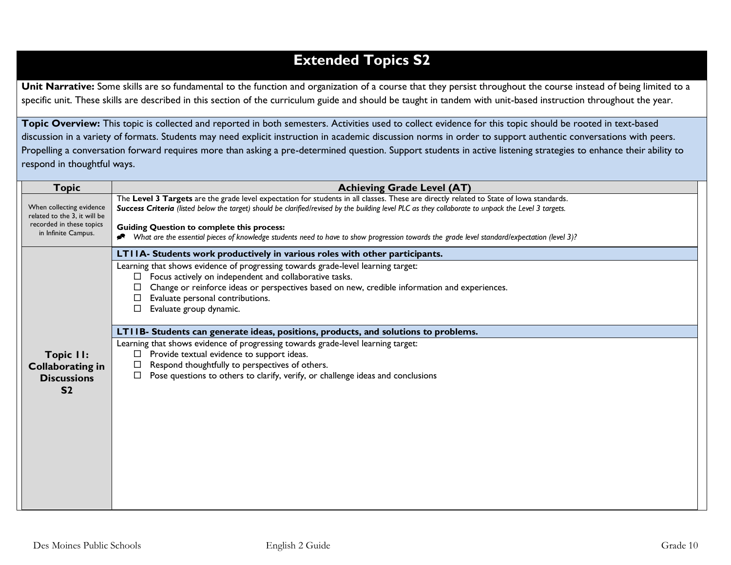# Extended Topics S2

**Unit Narrative:** Some skills are so fundamental to the function and organization of a course that they persist throughout the course instead of being limited to a specific unit. These skills are described in this section of the curriculum guide and should be taught in tandem with unit-based instruction throughout the year.

**Topic Overview:** This topic is collected and reported in both semesters. Activities used to collect evidence for this topic should be rooted in text-based discussion in a variety of formats. Students may need explicit instruction in academic discussion norms in order to support authentic conversations with peers. Propelling a conversation forward requires more than asking a pre-determined question. Support students in active listening strategies to enhance their ability to respond in thoughtful ways.

| Topic | Achieving Grade Level (AT) |
|---|---|
| When collecting evidence related to the 3, it will be recorded in these topics in Infinite Campus. | The **Level 3 Targets** are the grade level expectation for students in all classes. These are directly related to State of Iowa standards.<br>***Success Criteria*** *(listed below the target) should be clarified/revised by the building level PLC as they collaborate to unpack the Level 3 targets.*<br><br>**Guiding Question to complete this process:**<br>*What are the essential pieces of knowledge students need to have to show progression towards the grade level standard/expectation (level 3)?* |
| **Topic 11: Collaborating in Discussions S2** | **LT11A- Students work productively in various roles with other participants.**<br>Learning that shows evidence of progressing towards grade-level learning target:<br>☐ Focus actively on independent and collaborative tasks.<br>☐ Change or reinforce ideas or perspectives based on new, credible information and experiences.<br>☐ Evaluate personal contributions.<br>☐ Evaluate group dynamic.<br><br>**LT11B- Students can generate ideas, positions, products, and solutions to problems.**<br>Learning that shows evidence of progressing towards grade-level learning target:<br>☐ Provide textual evidence to support ideas.<br>☐ Respond thoughtfully to perspectives of others.<br>☐ Pose questions to others to clarify, verify, or challenge ideas and conclusions |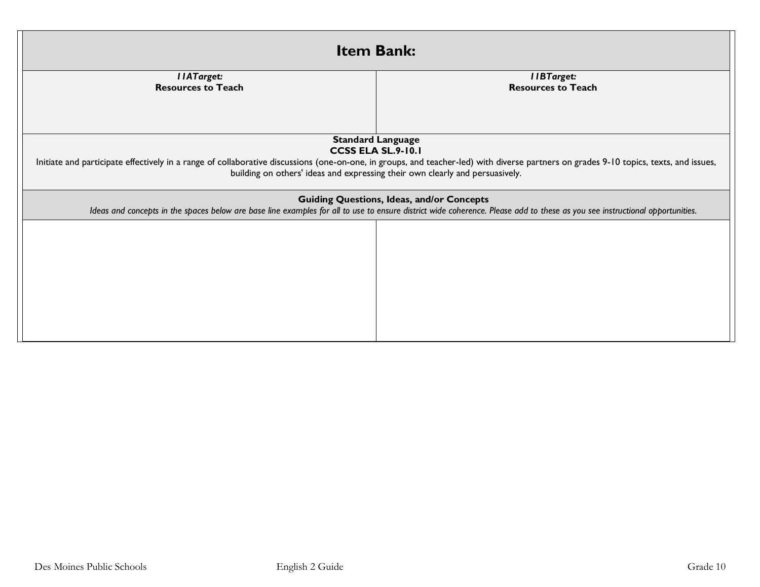| Item Bank: | |
|---|---|
| ***11ATarget:***<br>**Resources to Teach** | ***11BTarget:***<br>**Resources to Teach** |
| **Standard Language**<br>**CCSS ELA SL.9-10.1**<br>Initiate and participate effectively in a range of collaborative discussions (one-on-one, in groups, and teacher-led) with diverse partners on grades 9-10 topics, texts, and issues, building on others' ideas and expressing their own clearly and persuasively. | |
| **Guiding Questions, Ideas, and/or Concepts**<br>*Ideas and concepts in the spaces below are base line examples for all to use to ensure district wide coherence. Please add to these as you see instructional opportunities.* | |
| | |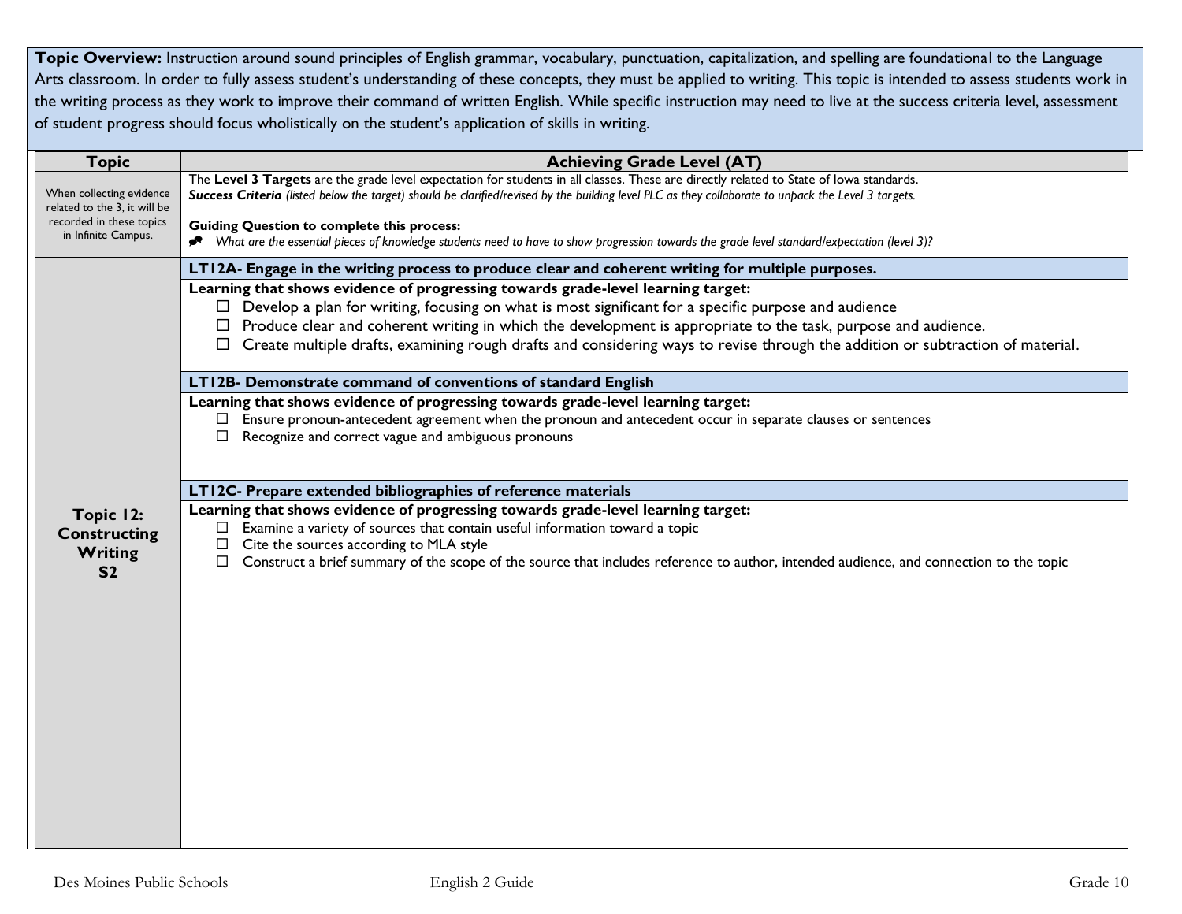**Topic Overview:** Instruction around sound principles of English grammar, vocabulary, punctuation, capitalization, and spelling are foundational to the Language Arts classroom. In order to fully assess student's understanding of these concepts, they must be applied to writing. This topic is intended to assess students work in the writing process as they work to improve their command of written English. While specific instruction may need to live at the success criteria level, assessment of student progress should focus wholistically on the student's application of skills in writing.

| Topic | Achieving Grade Level (AT) |
|---|---|
| When collecting evidence related to the 3, it will be recorded in these topics in Infinite Campus. | The **Level 3 Targets** are the grade level expectation for students in all classes. These are directly related to State of Iowa standards. ***Success Criteria*** *(listed below the target) should be clarified/revised by the building level PLC as they collaborate to unpack the Level 3 targets.*<br><br>**Guiding Question to complete this process:**<br>*What are the essential pieces of knowledge students need to have to show progression towards the grade level standard/expectation (level 3)?* |
| **Topic 12: Constructing Writing S2** | **LT12A- Engage in the writing process to produce clear and coherent writing for multiple purposes.**<br>**Learning that shows evidence of progressing towards grade-level learning target:**<br>☐ Develop a plan for writing, focusing on what is most significant for a specific purpose and audience<br>☐ Produce clear and coherent writing in which the development is appropriate to the task, purpose and audience.<br>☐ Create multiple drafts, examining rough drafts and considering ways to revise through the addition or subtraction of material.<br><br>**LT12B- Demonstrate command of conventions of standard English**<br>**Learning that shows evidence of progressing towards grade-level learning target:**<br>☐ Ensure pronoun-antecedent agreement when the pronoun and antecedent occur in separate clauses or sentences<br>☐ Recognize and correct vague and ambiguous pronouns<br><br>**LT12C- Prepare extended bibliographies of reference materials**<br>**Learning that shows evidence of progressing towards grade-level learning target:**<br>☐ Examine a variety of sources that contain useful information toward a topic<br>☐ Cite the sources according to MLA style<br>☐ Construct a brief summary of the scope of the source that includes reference to author, intended audience, and connection to the topic |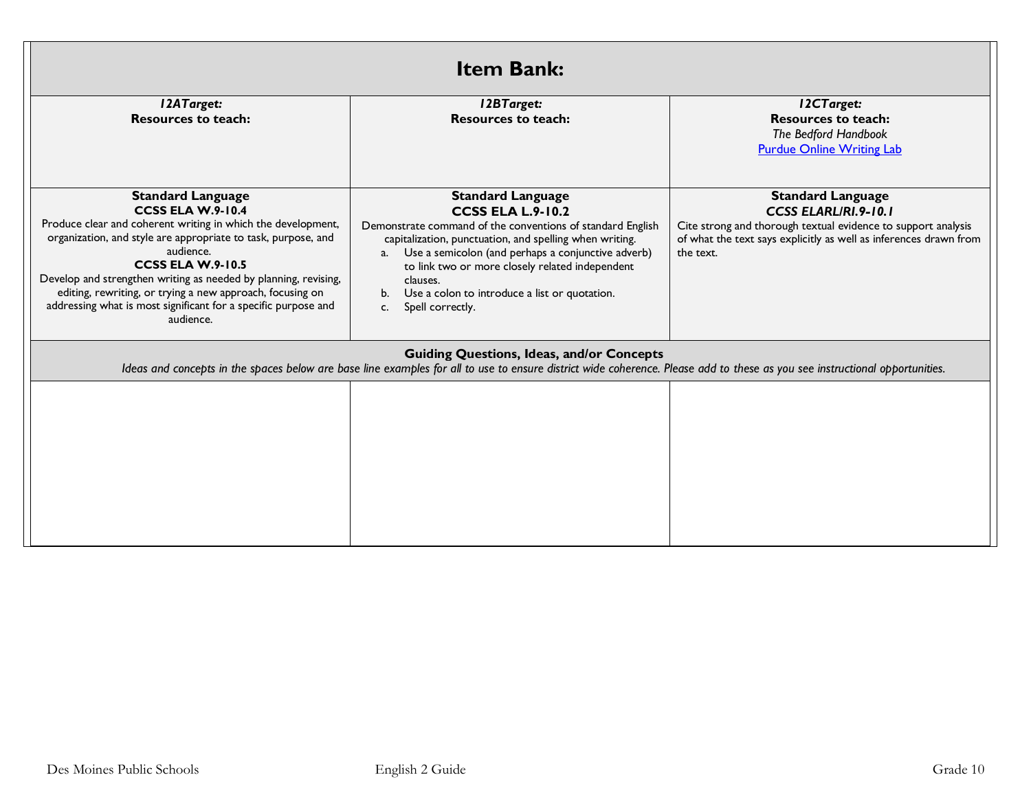# Item Bank:

| | | |
|---|---|---|
| ***12ATarget:*** **Resources to teach:** | ***12BTarget:*** **Resources to teach:** | ***12CTarget:*** **Resources to teach:** *The Bedford Handbook* [Purdue Online Writing Lab] |
| **Standard Language** **CCSS ELA W.9-10.4** Produce clear and coherent writing in which the development, organization, and style are appropriate to task, purpose, and audience. **CCSS ELA W.9-10.5** Develop and strengthen writing as needed by planning, revising, editing, rewriting, or trying a new approach, focusing on addressing what is most significant for a specific purpose and audience. | **Standard Language** **CCSS ELA L.9-10.2** Demonstrate command of the conventions of standard English capitalization, punctuation, and spelling when writing. a. Use a semicolon (and perhaps a conjunctive adverb) to link two or more closely related independent clauses. b. Use a colon to introduce a list or quotation. c. Spell correctly. | **Standard Language** ***CCSS ELARL/RI.9-10.1*** Cite strong and thorough textual evidence to support analysis of what the text says explicitly as well as inferences drawn from the text. |
| **Guiding Questions, Ideas, and/or Concepts** *Ideas and concepts in the spaces below are base line examples for all to use to ensure district wide coherence. Please add to these as you see instructional opportunities.* | | |
| | | |